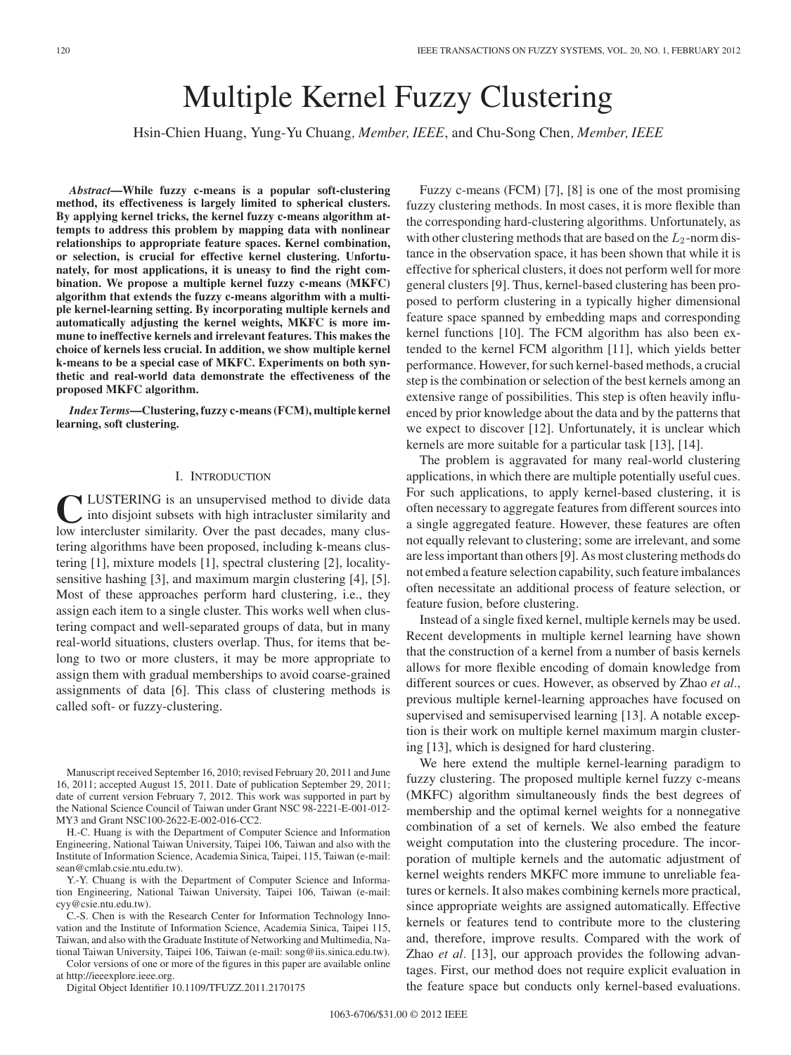# Multiple Kernel Fuzzy Clustering

Hsin-Chien Huang, Yung-Yu Chuang, *Member, IEEE*, and Chu-Song Chen, *Member, IEEE*

***Abstract*—While fuzzy c-means is a popular soft-clustering method, its effectiveness is largely limited to spherical clusters. By applying kernel tricks, the kernel fuzzy c-means algorithm attempts to address this problem by mapping data with nonlinear relationships to appropriate feature spaces. Kernel combination, or selection, is crucial for effective kernel clustering. Unfortunately, for most applications, it is uneasy to find the right combination. We propose a multiple kernel fuzzy c-means (MKFC) algorithm that extends the fuzzy c-means algorithm with a multiple kernel-learning setting. By incorporating multiple kernels and automatically adjusting the kernel weights, MKFC is more immune to ineffective kernels and irrelevant features. This makes the choice of kernels less crucial. In addition, we show multiple kernel k-means to be a special case of MKFC. Experiments on both synthetic and real-world data demonstrate the effectiveness of the proposed MKFC algorithm.**

***Index Terms*—Clustering, fuzzy c-means (FCM), multiple kernel learning, soft clustering.**

## I. Introduction

Clustering is an unsupervised method to divide data into disjoint subsets with high intracluster similarity and low intercluster similarity. Over the past decades, many clustering algorithms have been proposed, including k-means clustering [1], mixture models [1], spectral clustering [2], locality-sensitive hashing [3], and maximum margin clustering [4], [5]. Most of these approaches perform hard clustering, i.e., they assign each item to a single cluster. This works well when clustering compact and well-separated groups of data, but in many real-world situations, clusters overlap. Thus, for items that belong to two or more clusters, it may be more appropriate to assign them with gradual memberships to avoid coarse-grained assignments of data [6]. This class of clustering methods is called soft- or fuzzy-clustering.

Fuzzy c-means (FCM) [7], [8] is one of the most promising fuzzy clustering methods. In most cases, it is more flexible than the corresponding hard-clustering algorithms. Unfortunately, as with other clustering methods that are based on the $L_2$-norm distance in the observation space, it has been shown that while it is effective for spherical clusters, it does not perform well for more general clusters [9]. Thus, kernel-based clustering has been proposed to perform clustering in a typically higher dimensional feature space spanned by embedding maps and corresponding kernel functions [10]. The FCM algorithm has also been extended to the kernel FCM algorithm [11], which yields better performance. However, for such kernel-based methods, a crucial step is the combination or selection of the best kernels among an extensive range of possibilities. This step is often heavily influenced by prior knowledge about the data and by the patterns that we expect to discover [12]. Unfortunately, it is unclear which kernels are more suitable for a particular task [13], [14].

The problem is aggravated for many real-world clustering applications, in which there are multiple potentially useful cues. For such applications, to apply kernel-based clustering, it is often necessary to aggregate features from different sources into a single aggregated feature. However, these features are often not equally relevant to clustering; some are irrelevant, and some are less important than others [9]. As most clustering methods do not embed a feature selection capability, such feature imbalances often necessitate an additional process of feature selection, or feature fusion, before clustering.

Instead of a single fixed kernel, multiple kernels may be used. Recent developments in multiple kernel learning have shown that the construction of a kernel from a number of basis kernels allows for more flexible encoding of domain knowledge from different sources or cues. However, as observed by Zhao *et al.*, previous multiple kernel-learning approaches have focused on supervised and semisupervised learning [13]. A notable exception is their work on multiple kernel maximum margin clustering [13], which is designed for hard clustering.

We here extend the multiple kernel-learning paradigm to fuzzy clustering. The proposed multiple kernel fuzzy c-means (MKFC) algorithm simultaneously finds the best degrees of membership and the optimal kernel weights for a nonnegative combination of a set of kernels. We also embed the feature weight computation into the clustering procedure. The incorporation of multiple kernels and the automatic adjustment of kernel weights renders MKFC more immune to unreliable features or kernels. It also makes combining kernels more practical, since appropriate weights are assigned automatically. Effective kernels or features tend to contribute more to the clustering and, therefore, improve results. Compared with the work of Zhao *et al.* [13], our approach provides the following advantages. First, our method does not require explicit evaluation in the feature space but conducts only kernel-based evaluations.

---

Manuscript received September 16, 2010; revised February 20, 2011 and June 16, 2011; accepted August 15, 2011. Date of publication September 29, 2011; date of current version February 7, 2012. This work was supported in part by the National Science Council of Taiwan under Grant NSC 98-2221-E-001-012-MY3 and Grant NSC100-2622-E-002-016-CC2.

H.-C. Huang is with the Department of Computer Science and Information Engineering, National Taiwan University, Taipei 106, Taiwan and also with the Institute of Information Science, Academia Sinica, Taipei, 115, Taiwan (e-mail: sean@cmlab.csie.ntu.edu.tw).

Y.-Y. Chuang is with the Department of Computer Science and Information Engineering, National Taiwan University, Taipei 106, Taiwan (e-mail: cyy@csie.ntu.edu.tw).

C.-S. Chen is with the Research Center for Information Technology Innovation and the Institute of Information Science, Academia Sinica, Taipei 115, Taiwan, and also with the Graduate Institute of Networking and Multimedia, National Taiwan University, Taipei 106, Taiwan (e-mail: song@iis.sinica.edu.tw).

Color versions of one or more of the figures in this paper are available online at http://ieeexplore.ieee.org.

Digital Object Identifier 10.1109/TFUZZ.2011.2170175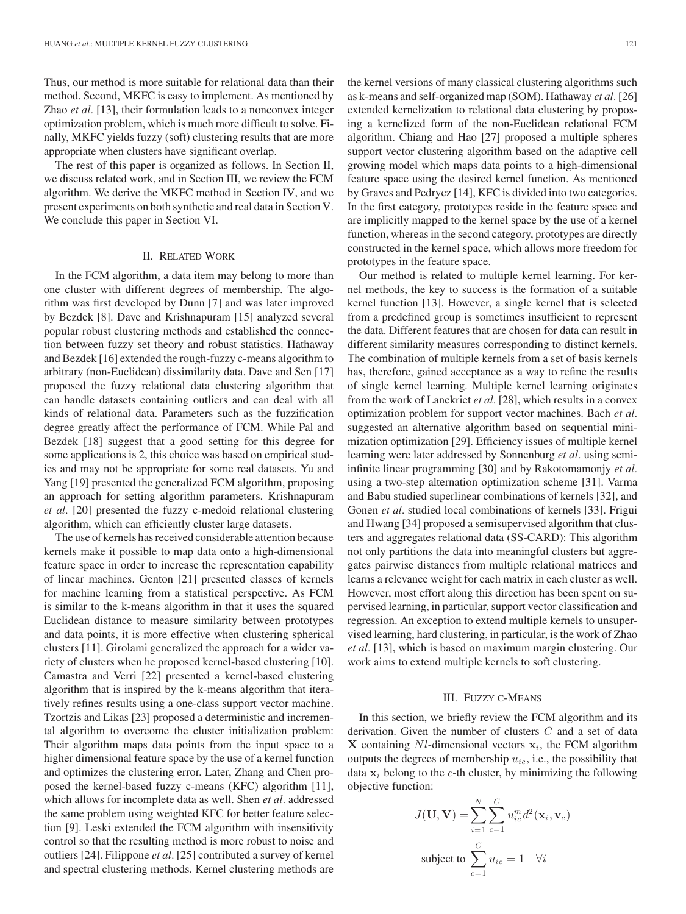Thus, our method is more suitable for relational data than their method. Second, MKFC is easy to implement. As mentioned by Zhao *et al.* [13], their formulation leads to a nonconvex integer optimization problem, which is much more difficult to solve. Finally, MKFC yields fuzzy (soft) clustering results that are more appropriate when clusters have significant overlap.

The rest of this paper is organized as follows. In Section II, we discuss related work, and in Section III, we review the FCM algorithm. We derive the MKFC method in Section IV, and we present experiments on both synthetic and real data in Section V. We conclude this paper in Section VI.

## II. Related Work

In the FCM algorithm, a data item may belong to more than one cluster with different degrees of membership. The algorithm was first developed by Dunn [7] and was later improved by Bezdek [8]. Dave and Krishnapuram [15] analyzed several popular robust clustering methods and established the connection between fuzzy set theory and robust statistics. Hathaway and Bezdek [16] extended the rough-fuzzy c-means algorithm to arbitrary (non-Euclidean) dissimilarity data. Dave and Sen [17] proposed the fuzzy relational data clustering algorithm that can handle datasets containing outliers and can deal with all kinds of relational data. Parameters such as the fuzzification degree greatly affect the performance of FCM. While Pal and Bezdek [18] suggest that a good setting for this degree for some applications is 2, this choice was based on empirical studies and may not be appropriate for some real datasets. Yu and Yang [19] presented the generalized FCM algorithm, proposing an approach for setting algorithm parameters. Krishnapuram *et al.* [20] presented the fuzzy c-medoid relational clustering algorithm, which can efficiently cluster large datasets.

The use of kernels has received considerable attention because kernels make it possible to map data onto a high-dimensional feature space in order to increase the representation capability of linear machines. Genton [21] presented classes of kernels for machine learning from a statistical perspective. As FCM is similar to the k-means algorithm in that it uses the squared Euclidean distance to measure similarity between prototypes and data points, it is more effective when clustering spherical clusters [11]. Girolami generalized the approach for a wider variety of clusters when he proposed kernel-based clustering [10]. Camastra and Verri [22] presented a kernel-based clustering algorithm that is inspired by the k-means algorithm that iteratively refines results using a one-class support vector machine. Tzortzis and Likas [23] proposed a deterministic and incremental algorithm to overcome the cluster initialization problem: Their algorithm maps data points from the input space to a higher dimensional feature space by the use of a kernel function and optimizes the clustering error. Later, Zhang and Chen proposed the kernel-based fuzzy c-means (KFC) algorithm [11], which allows for incomplete data as well. Shen *et al.* addressed the same problem using weighted KFC for better feature selection [9]. Leski extended the FCM algorithm with insensitivity control so that the resulting method is more robust to noise and outliers [24]. Filippone *et al.* [25] contributed a survey of kernel and spectral clustering methods. Kernel clustering methods are the kernel versions of many classical clustering algorithms such as k-means and self-organized map (SOM). Hathaway *et al.* [26] extended kernelization to relational data clustering by proposing a kernelized form of the non-Euclidean relational FCM algorithm. Chiang and Hao [27] proposed a multiple spheres support vector clustering algorithm based on the adaptive cell growing model which maps data points to a high-dimensional feature space using the desired kernel function. As mentioned by Graves and Pedrycz [14], KFC is divided into two categories. In the first category, prototypes reside in the feature space and are implicitly mapped to the kernel space by the use of a kernel function, whereas in the second category, prototypes are directly constructed in the kernel space, which allows more freedom for prototypes in the feature space.

Our method is related to multiple kernel learning. For kernel methods, the key to success is the formation of a suitable kernel function [13]. However, a single kernel that is selected from a predefined group is sometimes insufficient to represent the data. Different features that are chosen for data can result in different similarity measures corresponding to distinct kernels. The combination of multiple kernels from a set of basis kernels has, therefore, gained acceptance as a way to refine the results of single kernel learning. Multiple kernel learning originates from the work of Lanckriet *et al.* [28], which results in a convex optimization problem for support vector machines. Bach *et al.* suggested an alternative algorithm based on sequential minimization optimization [29]. Efficiency issues of multiple kernel learning were later addressed by Sonnenburg *et al.* using semi-infinite linear programming [30] and by Rakotomamonjy *et al.* using a two-step alternation optimization scheme [31]. Varma and Babu studied superlinear combinations of kernels [32], and Gonen *et al.* studied local combinations of kernels [33]. Frigui and Hwang [34] proposed a semisupervised algorithm that clusters and aggregates relational data (SS-CARD): This algorithm not only partitions the data into meaningful clusters but aggregates pairwise distances from multiple relational matrices and learns a relevance weight for each matrix in each cluster as well. However, most effort along this direction has been spent on supervised learning, in particular, support vector classification and regression. An exception to extend multiple kernels to unsupervised learning, hard clustering, in particular, is the work of Zhao *et al.* [13], which is based on maximum margin clustering. Our work aims to extend multiple kernels to soft clustering.

## III. Fuzzy c-Means

In this section, we briefly review the FCM algorithm and its derivation. Given the number of clusters $C$ and a set of data $\mathbf{X}$ containing $N$ $l$-dimensional vectors $\mathbf{x}_i$, the FCM algorithm outputs the degrees of membership $u_{ic}$, i.e., the possibility that data $\mathbf{x}_i$ belong to the $c$-th cluster, by minimizing the following objective function:

$$J(\mathbf{U}, \mathbf{V}) = \sum_{i=1}^{N} \sum_{c=1}^{C} u_{ic}^m d^2(\mathbf{x}_i, \mathbf{v}_c)$$

$$\text{subject to } \sum_{c=1}^{C} u_{ic} = 1 \quad \forall i$$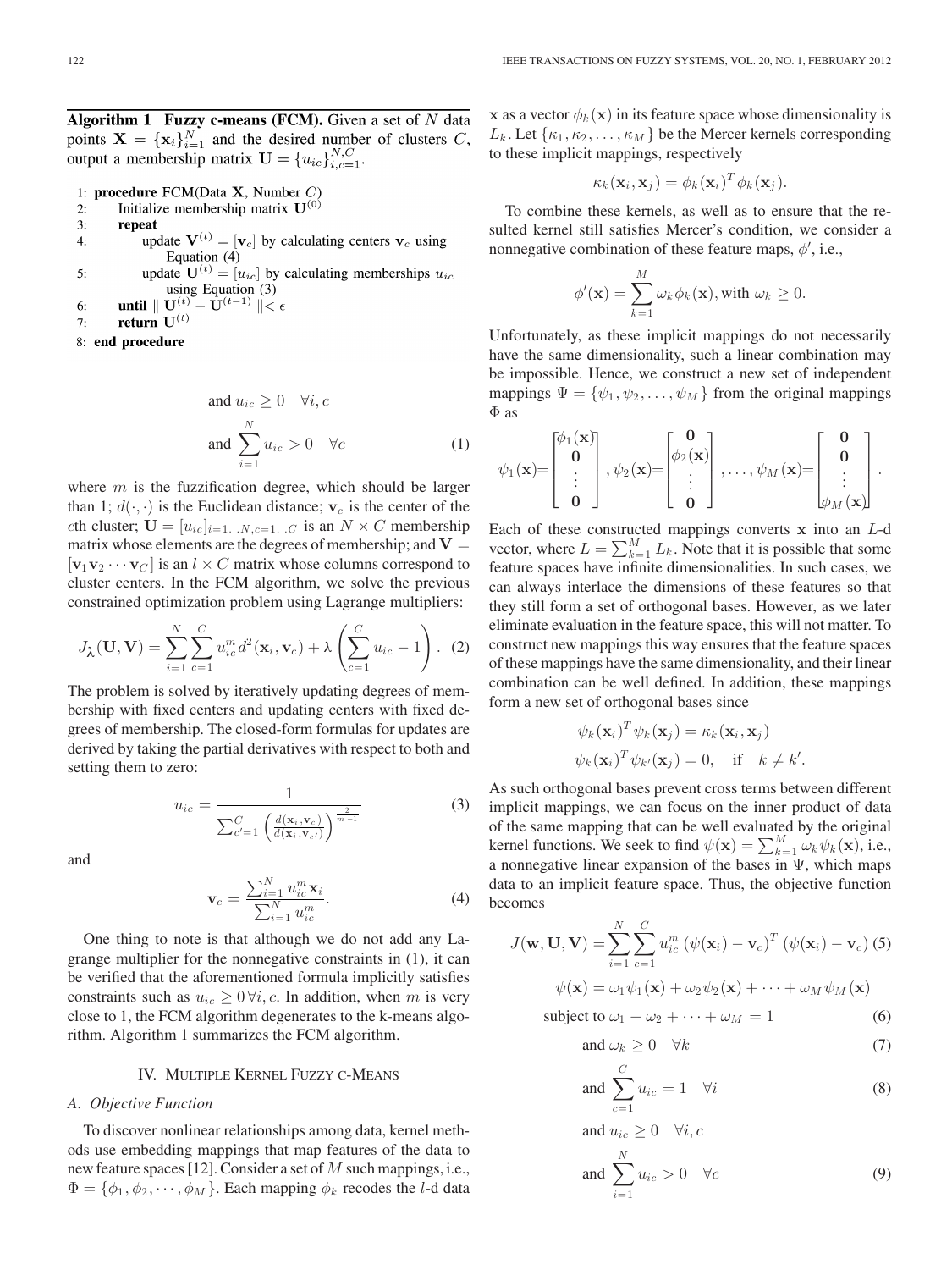**Algorithm 1 Fuzzy c-means (FCM).** Given a set of $N$ data points $\mathbf{X} = \{\mathbf{x}_i\}_{i=1}^N$ and the desired number of clusters $C$, output a membership matrix $\mathbf{U} = \{u_{ic}\}_{i,c=1}^{N,C}$.

```
1: procedure FCM(Data X, Number C)
2:     Initialize membership matrix U^(0)
3:     repeat
4:         update V^(t) = [v_c] by calculating centers v_c using
               Equation (4)
5:         update U^(t) = [u_ic] by calculating memberships u_ic
               using Equation (3)
6:     until || U^(t) − U^(t−1) || < ε
7:     return U^(t)
8: end procedure
```

$$\text{and } u_{ic} \geq 0 \quad \forall i, c$$

$$\text{and } \sum_{i=1}^{N} u_{ic} > 0 \quad \forall c \tag{1}$$

where $m$ is the fuzzification degree, which should be larger than 1; $d(\cdot, \cdot)$ is the Euclidean distance; $\mathbf{v}_c$ is the center of the $c$th cluster; $\mathbf{U} = [u_{ic}]_{i=1..N, c=1..C}$ is an $N \times C$ membership matrix whose elements are the degrees of membership; and $\mathbf{V} = [\mathbf{v}_1 \mathbf{v}_2 \cdots \mathbf{v}_C]$ is an $l \times C$ matrix whose columns correspond to cluster centers. In the FCM algorithm, we solve the previous constrained optimization problem using Lagrange multipliers:

$$J_{\boldsymbol{\lambda}}(\mathbf{U}, \mathbf{V}) = \sum_{i=1}^{N} \sum_{c=1}^{C} u_{ic}^m d^2(\mathbf{x}_i, \mathbf{v}_c) + \lambda \left( \sum_{c=1}^{C} u_{ic} - 1 \right). \tag{2}$$

The problem is solved by iteratively updating degrees of membership with fixed centers and updating centers with fixed degrees of membership. The closed-form formulas for updates are derived by taking the partial derivatives with respect to both and setting them to zero:

$$u_{ic} = \frac{1}{\sum_{c'=1}^{C} \left( \frac{d(\mathbf{x}_i, \mathbf{v}_c)}{d(\mathbf{x}_i, \mathbf{v}_{c'})} \right)^{\frac{2}{m-1}}} \tag{3}$$

and

$$\mathbf{v}_c = \frac{\sum_{i=1}^{N} u_{ic}^m \mathbf{x}_i}{\sum_{i=1}^{N} u_{ic}^m}. \tag{4}$$

One thing to note is that although we do not add any Lagrange multiplier for the nonnegative constraints in (1), it can be verified that the aforementioned formula implicitly satisfies constraints such as $u_{ic} \geq 0 \, \forall i, c$. In addition, when $m$ is very close to 1, the FCM algorithm degenerates to the k-means algorithm. Algorithm 1 summarizes the FCM algorithm.

## IV. Multiple Kernel Fuzzy c-Means

### A. Objective Function

To discover nonlinear relationships among data, kernel methods use embedding mappings that map features of the data to new feature spaces [12]. Consider a set of $M$ such mappings, i.e., $\Phi = \{\phi_1, \phi_2, \cdots, \phi_M\}$. Each mapping $\phi_k$ recodes the $l$-d data $\mathbf{x}$ as a vector $\phi_k(\mathbf{x})$ in its feature space whose dimensionality is $L_k$. Let $\{\kappa_1, \kappa_2, \ldots, \kappa_M\}$ be the Mercer kernels corresponding to these implicit mappings, respectively

$$\kappa_k(\mathbf{x}_i, \mathbf{x}_j) = \phi_k(\mathbf{x}_i)^T \phi_k(\mathbf{x}_j).$$

To combine these kernels, as well as to ensure that the resulted kernel still satisfies Mercer's condition, we consider a nonnegative combination of these feature maps, $\phi'$, i.e.,

$$\phi'(\mathbf{x}) = \sum_{k=1}^{M} \omega_k \phi_k(\mathbf{x}), \text{with } \omega_k \geq 0.$$

Unfortunately, as these implicit mappings do not necessarily have the same dimensionality, such a linear combination may be impossible. Hence, we construct a new set of independent mappings $\Psi = \{\psi_1, \psi_2, \ldots, \psi_M\}$ from the original mappings $\Phi$ as

$$\psi_1(\mathbf{x}) = \begin{bmatrix} \phi_1(\mathbf{x}) \\ \mathbf{0} \\ \vdots \\ \mathbf{0} \end{bmatrix}, \psi_2(\mathbf{x}) = \begin{bmatrix} \mathbf{0} \\ \phi_2(\mathbf{x}) \\ \vdots \\ \mathbf{0} \end{bmatrix}, \ldots, \psi_M(\mathbf{x}) = \begin{bmatrix} \mathbf{0} \\ \mathbf{0} \\ \vdots \\ \phi_M(\mathbf{x}) \end{bmatrix}.$$

Each of these constructed mappings converts $\mathbf{x}$ into an $L$-d vector, where $L = \sum_{k=1}^{M} L_k$. Note that it is possible that some feature spaces have infinite dimensionalities. In such cases, we can always interlace the dimensions of these features so that they still form a set of orthogonal bases. However, as we later eliminate evaluation in the feature space, this will not matter. To construct new mappings this way ensures that the feature spaces of these mappings have the same dimensionality, and their linear combination can be well defined. In addition, these mappings form a new set of orthogonal bases since

$$\psi_k(\mathbf{x}_i)^T \psi_k(\mathbf{x}_j) = \kappa_k(\mathbf{x}_i, \mathbf{x}_j)$$

$$\psi_k(\mathbf{x}_i)^T \psi_{k'}(\mathbf{x}_j) = 0, \quad \text{if} \quad k \neq k'.$$

As such orthogonal bases prevent cross terms between different implicit mappings, we can focus on the inner product of data of the same mapping that can be well evaluated by the original kernel functions. We seek to find $\psi(\mathbf{x}) = \sum_{k=1}^{M} \omega_k \psi_k(\mathbf{x})$, i.e., a nonnegative linear expansion of the bases in $\Psi$, which maps data to an implicit feature space. Thus, the objective function becomes

$$J(\mathbf{w}, \mathbf{U}, \mathbf{V}) = \sum_{i=1}^{N} \sum_{c=1}^{C} u_{ic}^m \left( \psi(\mathbf{x}_i) - \mathbf{v}_c \right)^T \left( \psi(\mathbf{x}_i) - \mathbf{v}_c \right) \tag{5}$$

$$\psi(\mathbf{x}) = \omega_1 \psi_1(\mathbf{x}) + \omega_2 \psi_2(\mathbf{x}) + \cdots + \omega_M \psi_M(\mathbf{x})$$

$$\text{subject to } \omega_1 + \omega_2 + \cdots + \omega_M = 1 \tag{6}$$

$$\text{and } \omega_k \geq 0 \quad \forall k \tag{7}$$

$$\text{and } \sum_{c=1}^{C} u_{ic} = 1 \quad \forall i \tag{8}$$

$$\text{and } u_{ic} \geq 0 \quad \forall i, c$$

$$\text{and } \sum_{i=1}^{N} u_{ic} > 0 \quad \forall c \tag{9}$$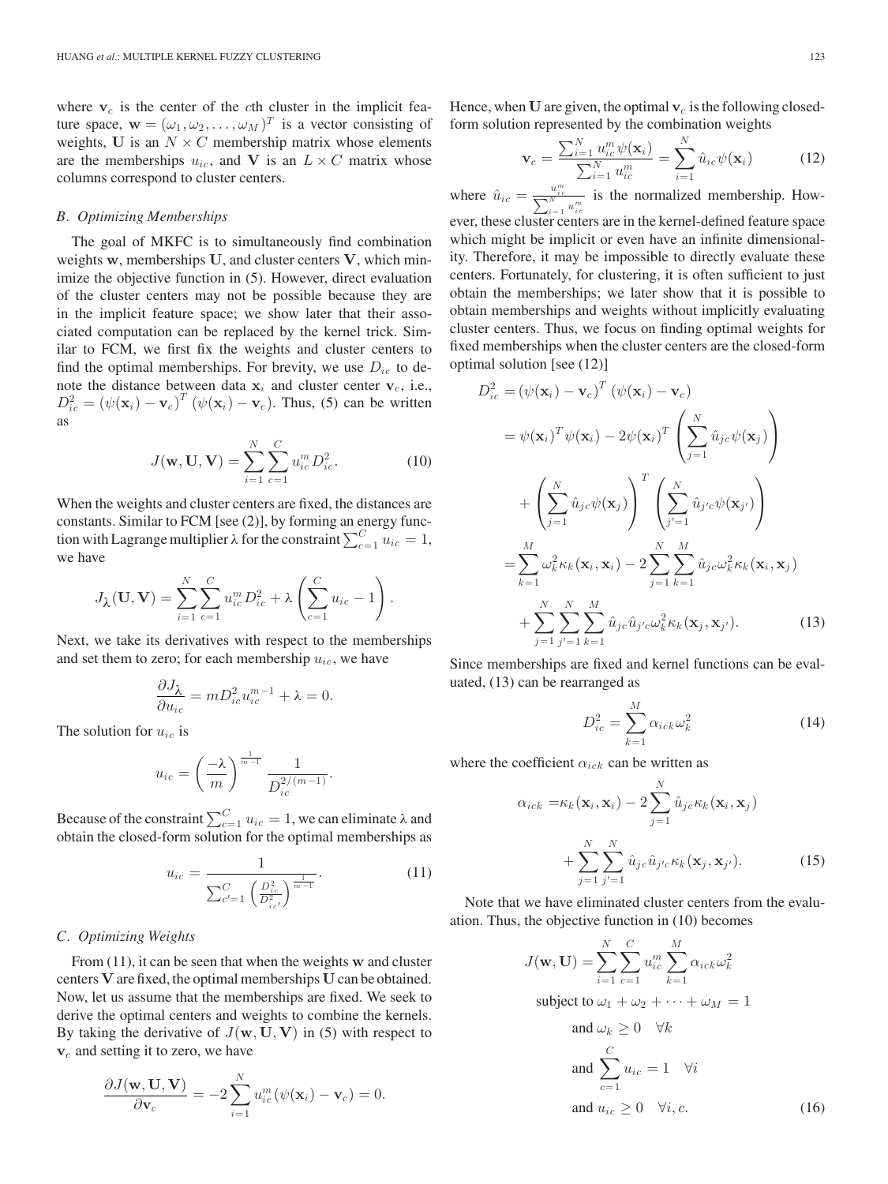where $\mathbf{v}_c$ is the center of the $c$th cluster in the implicit feature space, $\mathbf{w} = (\omega_1, \omega_2, \ldots, \omega_M)^T$ is a vector consisting of weights, $\mathbf{U}$ is an $N \times C$ membership matrix whose elements are the memberships $u_{ic}$, and $\mathbf{V}$ is an $L \times C$ matrix whose columns correspond to cluster centers.

### B. Optimizing Memberships

The goal of MKFC is to simultaneously find combination weights $\mathbf{w}$, memberships $\mathbf{U}$, and cluster centers $\mathbf{V}$, which minimize the objective function in (5). However, direct evaluation of the cluster centers may not be possible because they are in the implicit feature space; we show later that their associated computation can be replaced by the kernel trick. Similar to FCM, we first fix the weights and cluster centers to find the optimal memberships. For brevity, we use $D_{ic}$ to denote the distance between data $\mathbf{x}_i$ and cluster center $\mathbf{v}_c$, i.e., $D_{ic}^2 = (\psi(\mathbf{x}_i) - \mathbf{v}_c)^T (\psi(\mathbf{x}_i) - \mathbf{v}_c)$. Thus, (5) can be written as

$$J(\mathbf{w}, \mathbf{U}, \mathbf{V}) = \sum_{i=1}^{N} \sum_{c=1}^{C} u_{ic}^m D_{ic}^2. \tag{10}$$

When the weights and cluster centers are fixed, the distances are constants. Similar to FCM [see (2)], by forming an energy function with Lagrange multiplier $\lambda$ for the constraint $\sum_{c=1}^{C} u_{ic} = 1$, we have

$$J_{\lambda}(\mathbf{U}, \mathbf{V}) = \sum_{i=1}^{N} \sum_{c=1}^{C} u_{ic}^m D_{ic}^2 + \lambda \left( \sum_{c=1}^{C} u_{ic} - 1 \right).$$

Next, we take its derivatives with respect to the memberships and set them to zero; for each membership $u_{ic}$, we have

$$\frac{\partial J_{\lambda}}{\partial u_{ic}} = m D_{ic}^2 u_{ic}^{m-1} + \lambda = 0.$$

The solution for $u_{ic}$ is

$$u_{ic} = \left( \frac{-\lambda}{m} \right)^{\frac{1}{m-1}} \frac{1}{D_{ic}^{2/(m-1)}}.$$

Because of the constraint $\sum_{c=1}^{C} u_{ic} = 1$, we can eliminate $\lambda$ and obtain the closed-form solution for the optimal memberships as

$$u_{ic} = \frac{1}{\sum_{c'=1}^{C} \left( \frac{D_{ic}^2}{D_{ic'}^2} \right)^{\frac{1}{m-1}}}. \tag{11}$$

### C. Optimizing Weights

From (11), it can be seen that when the weights $\mathbf{w}$ and cluster centers $\mathbf{V}$ are fixed, the optimal memberships $\mathbf{U}$ can be obtained. Now, let us assume that the memberships are fixed. We seek to derive the optimal centers and weights to combine the kernels. By taking the derivative of $J(\mathbf{w}, \mathbf{U}, \mathbf{V})$ in (5) with respect to $\mathbf{v}_c$ and setting it to zero, we have

$$\frac{\partial J(\mathbf{w}, \mathbf{U}, \mathbf{V})}{\partial \mathbf{v}_c} = -2 \sum_{i=1}^{N} u_{ic}^m (\psi(\mathbf{x}_i) - \mathbf{v}_c) = 0.$$

Hence, when $\mathbf{U}$ are given, the optimal $\mathbf{v}_c$ is the following closed-form solution represented by the combination weights

$$\mathbf{v}_c = \frac{\sum_{i=1}^{N} u_{ic}^m \psi(\mathbf{x}_i)}{\sum_{i=1}^{N} u_{ic}^m} = \sum_{i=1}^{N} \hat{u}_{ic} \psi(\mathbf{x}_i) \tag{12}$$

where $\hat{u}_{ic} = \frac{u_{ic}^m}{\sum_{i=1}^{N} u_{ic}^m}$ is the normalized membership. However, these cluster centers are in the kernel-defined feature space which might be implicit or even have an infinite dimensionality. Therefore, it may be impossible to directly evaluate these centers. Fortunately, for clustering, it is often sufficient to just obtain the memberships; we later show that it is possible to obtain memberships and weights without implicitly evaluating cluster centers. Thus, we focus on finding optimal weights for fixed memberships when the cluster centers are the closed-form optimal solution [see (12)]

$$\begin{aligned}
D_{ic}^2 &= (\psi(\mathbf{x}_i) - \mathbf{v}_c)^T (\psi(\mathbf{x}_i) - \mathbf{v}_c) \\
&= \psi(\mathbf{x}_i)^T \psi(\mathbf{x}_i) - 2\psi(\mathbf{x}_i)^T \left( \sum_{j=1}^{N} \hat{u}_{jc} \psi(\mathbf{x}_j) \right) \\
&\quad + \left( \sum_{j=1}^{N} \hat{u}_{jc} \psi(\mathbf{x}_j) \right)^T \left( \sum_{j'=1}^{N} \hat{u}_{j'c} \psi(\mathbf{x}_{j'}) \right) \\
&= \sum_{k=1}^{M} \omega_k^2 \kappa_k(\mathbf{x}_i, \mathbf{x}_i) - 2 \sum_{j=1}^{N} \sum_{k=1}^{M} \hat{u}_{jc} \omega_k^2 \kappa_k(\mathbf{x}_i, \mathbf{x}_j) \\
&\quad + \sum_{j=1}^{N} \sum_{j'=1}^{N} \sum_{k=1}^{M} \hat{u}_{jc} \hat{u}_{j'c} \omega_k^2 \kappa_k(\mathbf{x}_j, \mathbf{x}_{j'}).
\end{aligned} \tag{13}$$

Since memberships are fixed and kernel functions can be evaluated, (13) can be rearranged as

$$D_{ic}^2 = \sum_{k=1}^{M} \alpha_{ick} \omega_k^2 \tag{14}$$

where the coefficient $\alpha_{ick}$ can be written as

$$\begin{aligned}
\alpha_{ick} =& \kappa_k(\mathbf{x}_i, \mathbf{x}_i) - 2 \sum_{j=1}^{N} \hat{u}_{jc} \kappa_k(\mathbf{x}_i, \mathbf{x}_j) \\
&+ \sum_{j=1}^{N} \sum_{j'=1}^{N} \hat{u}_{jc} \hat{u}_{j'c} \kappa_k(\mathbf{x}_j, \mathbf{x}_{j'}).
\end{aligned} \tag{15}$$

Note that we have eliminated cluster centers from the evaluation. Thus, the objective function in (10) becomes

$$\begin{aligned}
J(\mathbf{w}, \mathbf{U}) = &\sum_{i=1}^{N} \sum_{c=1}^{C} u_{ic}^m \sum_{k=1}^{M} \alpha_{ick} \omega_k^2 \\
\text{subject to } &\omega_1 + \omega_2 + \cdots + \omega_M = 1 \\
\text{and } &\omega_k \geq 0 \quad \forall k \\
\text{and } &\sum_{c=1}^{C} u_{ic} = 1 \quad \forall i \\
\text{and } &u_{ic} \geq 0 \quad \forall i, c.
\end{aligned} \tag{16}$$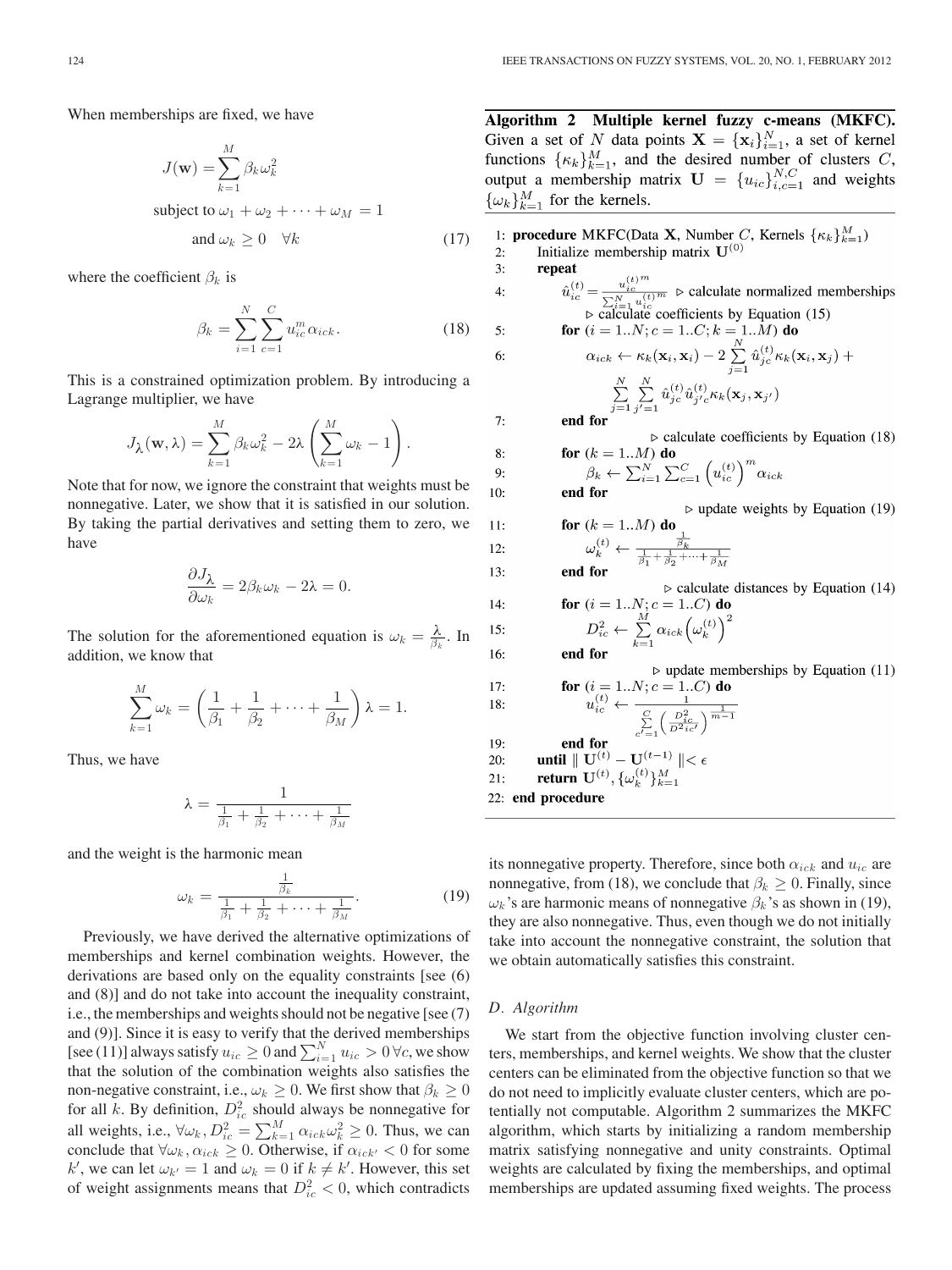When memberships are fixed, we have

$$J(\mathbf{w}) = \sum_{k=1}^{M} \beta_k \omega_k^2$$
$$\text{subject to } \omega_1 + \omega_2 + \cdots + \omega_M = 1$$
$$\text{and } \omega_k \geq 0 \quad \forall k \tag{17}$$

where the coefficient $\beta_k$ is

$$\beta_k = \sum_{i=1}^{N} \sum_{c=1}^{C} u_{ic}^m \alpha_{ick}. \tag{18}$$

This is a constrained optimization problem. By introducing a Lagrange multiplier, we have

$$J_{\lambda}(\mathbf{w}, \lambda) = \sum_{k=1}^{M} \beta_k \omega_k^2 - 2\lambda \left( \sum_{k=1}^{M} \omega_k - 1 \right).$$

Note that for now, we ignore the constraint that weights must be nonnegative. Later, we show that it is satisfied in our solution. By taking the partial derivatives and setting them to zero, we have

$$\frac{\partial J_{\lambda}}{\partial \omega_k} = 2\beta_k \omega_k - 2\lambda = 0.$$

The solution for the aforementioned equation is $\omega_k = \frac{\lambda}{\beta_k}$. In addition, we know that

$$\sum_{k=1}^{M} \omega_k = \left( \frac{1}{\beta_1} + \frac{1}{\beta_2} + \cdots + \frac{1}{\beta_M} \right) \lambda = 1.$$

Thus, we have

$$\lambda = \frac{1}{\frac{1}{\beta_1} + \frac{1}{\beta_2} + \cdots + \frac{1}{\beta_M}}$$

and the weight is the harmonic mean

$$\omega_k = \frac{\frac{1}{\beta_k}}{\frac{1}{\beta_1} + \frac{1}{\beta_2} + \cdots + \frac{1}{\beta_M}}. \tag{19}$$

Previously, we have derived the alternative optimizations of memberships and kernel combination weights. However, the derivations are based only on the equality constraints [see (6) and (8)] and do not take into account the inequality constraint, i.e., the memberships and weights should not be negative [see (7) and (9)]. Since it is easy to verify that the derived memberships [see (11)] always satisfy $u_{ic} \geq 0$ and $\sum_{i=1}^{N} u_{ic} > 0 \, \forall c$, we show that the solution of the combination weights also satisfies the non-negative constraint, i.e., $\omega_k \geq 0$. We first show that $\beta_k \geq 0$ for all $k$. By definition, $D_{ic}^2$ should always be nonnegative for all weights, i.e., $\forall \omega_k, D_{ic}^2 = \sum_{k=1}^{M} \alpha_{ick} \omega_k^2 \geq 0$. Thus, we can conclude that $\forall \omega_k, \alpha_{ick} \geq 0$. Otherwise, if $\alpha_{ick'} < 0$ for some $k'$, we can let $\omega_{k'} = 1$ and $\omega_k = 0$ if $k \neq k'$. However, this set of weight assignments means that $D_{ic}^2 < 0$, which contradicts its nonnegative property. Therefore, since both $\alpha_{ick}$ and $u_{ic}$ are nonnegative, from (18), we conclude that $\beta_k \geq 0$. Finally, since $\omega_k$'s are harmonic means of nonnegative $\beta_k$'s as shown in (19), they are also nonnegative. Thus, even though we do not initially take into account the nonnegative constraint, the solution that we obtain automatically satisfies this constraint.

**Algorithm 2 Multiple kernel fuzzy c-means (MKFC).** Given a set of $N$ data points $\mathbf{X} = \{\mathbf{x}_i\}_{i=1}^{N}$, a set of kernel functions $\{\kappa_k\}_{k=1}^{M}$, and the desired number of clusters $C$, output a membership matrix $\mathbf{U} = \{u_{ic}\}_{i,c=1}^{N,C}$ and weights $\{\omega_k\}_{k=1}^{M}$ for the kernels.

1: **procedure** MKFC(Data $\mathbf{X}$, Number $C$, Kernels $\{\kappa_k\}_{k=1}^{M}$)
2: &nbsp;&nbsp;&nbsp;&nbsp;Initialize membership matrix $\mathbf{U}^{(0)}$
3: &nbsp;&nbsp;&nbsp;&nbsp;**repeat**
4: &nbsp;&nbsp;&nbsp;&nbsp;&nbsp;&nbsp;&nbsp;&nbsp;$\hat{u}_{ic}^{(t)} = \frac{u_{ic}^{(t)m}}{\sum_{i=1}^{N} u_{ic}^{(t)m}}$ ▷ calculate normalized memberships
&nbsp;&nbsp;&nbsp;&nbsp;&nbsp;&nbsp;&nbsp;&nbsp;▷ calculate coefficients by Equation (15)
5: &nbsp;&nbsp;&nbsp;&nbsp;&nbsp;&nbsp;&nbsp;&nbsp;**for** ($i = 1..N; c = 1..C; k = 1..M$) **do**
6: &nbsp;&nbsp;&nbsp;&nbsp;&nbsp;&nbsp;&nbsp;&nbsp;&nbsp;&nbsp;&nbsp;&nbsp;$\alpha_{ick} \leftarrow \kappa_k(\mathbf{x}_i, \mathbf{x}_i) - 2 \sum_{j=1}^{N} \hat{u}_{jc}^{(t)} \kappa_k(\mathbf{x}_i, \mathbf{x}_j) + \sum_{j=1}^{N} \sum_{j'=1}^{N} \hat{u}_{jc}^{(t)} \hat{u}_{j'c}^{(t)} \kappa_k(\mathbf{x}_j, \mathbf{x}_{j'})$
7: &nbsp;&nbsp;&nbsp;&nbsp;&nbsp;&nbsp;&nbsp;&nbsp;**end for**
&nbsp;&nbsp;&nbsp;&nbsp;&nbsp;&nbsp;&nbsp;&nbsp;▷ calculate coefficients by Equation (18)
8: &nbsp;&nbsp;&nbsp;&nbsp;&nbsp;&nbsp;&nbsp;&nbsp;**for** ($k = 1..M$) **do**
9: &nbsp;&nbsp;&nbsp;&nbsp;&nbsp;&nbsp;&nbsp;&nbsp;&nbsp;&nbsp;&nbsp;&nbsp;$\beta_k \leftarrow \sum_{i=1}^{N} \sum_{c=1}^{C} \left(u_{ic}^{(t)}\right)^m \alpha_{ick}$
10: &nbsp;&nbsp;&nbsp;&nbsp;&nbsp;&nbsp;&nbsp;**end for**
&nbsp;&nbsp;&nbsp;&nbsp;&nbsp;&nbsp;&nbsp;&nbsp;▷ update weights by Equation (19)
11: &nbsp;&nbsp;&nbsp;&nbsp;&nbsp;&nbsp;&nbsp;**for** ($k = 1..M$) **do**
12: &nbsp;&nbsp;&nbsp;&nbsp;&nbsp;&nbsp;&nbsp;&nbsp;&nbsp;&nbsp;&nbsp;&nbsp;$\omega_k^{(t)} \leftarrow \frac{\frac{1}{\beta_k}}{\frac{1}{\beta_1} + \frac{1}{\beta_2} + \cdots + \frac{1}{\beta_M}}$
13: &nbsp;&nbsp;&nbsp;&nbsp;&nbsp;&nbsp;&nbsp;**end for**
&nbsp;&nbsp;&nbsp;&nbsp;&nbsp;&nbsp;&nbsp;&nbsp;▷ calculate distances by Equation (14)
14: &nbsp;&nbsp;&nbsp;&nbsp;&nbsp;&nbsp;&nbsp;**for** ($i = 1..N; c = 1..C$) **do**
15: &nbsp;&nbsp;&nbsp;&nbsp;&nbsp;&nbsp;&nbsp;&nbsp;&nbsp;&nbsp;&nbsp;&nbsp;$D_{ic}^2 \leftarrow \sum_{k=1}^{M} \alpha_{ick} \left(\omega_k^{(t)}\right)^2$
16: &nbsp;&nbsp;&nbsp;&nbsp;&nbsp;&nbsp;&nbsp;**end for**
&nbsp;&nbsp;&nbsp;&nbsp;&nbsp;&nbsp;&nbsp;&nbsp;▷ update memberships by Equation (11)
17: &nbsp;&nbsp;&nbsp;&nbsp;&nbsp;&nbsp;&nbsp;**for** ($i = 1..N; c = 1..C$) **do**
18: &nbsp;&nbsp;&nbsp;&nbsp;&nbsp;&nbsp;&nbsp;&nbsp;&nbsp;&nbsp;&nbsp;&nbsp;$u_{ic}^{(t)} \leftarrow \frac{1}{\sum_{c'=1}^{C} \left( \frac{D_{ic}^2}{D^2_{ic'}} \right)^{\frac{1}{m-1}}}$
19: &nbsp;&nbsp;&nbsp;&nbsp;&nbsp;&nbsp;&nbsp;**end for**
20: &nbsp;&nbsp;&nbsp;&nbsp;**until** $\| \mathbf{U}^{(t)} - \mathbf{U}^{(t-1)} \| < \epsilon$
21: &nbsp;&nbsp;&nbsp;&nbsp;**return** $\mathbf{U}^{(t)}, \{\omega_k^{(t)}\}_{k=1}^{M}$
22: **end procedure**

### *D. Algorithm*

We start from the objective function involving cluster centers, memberships, and kernel weights. We show that the cluster centers can be eliminated from the objective function so that we do not need to implicitly evaluate cluster centers, which are potentially not computable. Algorithm 2 summarizes the MKFC algorithm, which starts by initializing a random membership matrix satisfying nonnegative and unity constraints. Optimal weights are calculated by fixing the memberships, and optimal memberships are updated assuming fixed weights. The process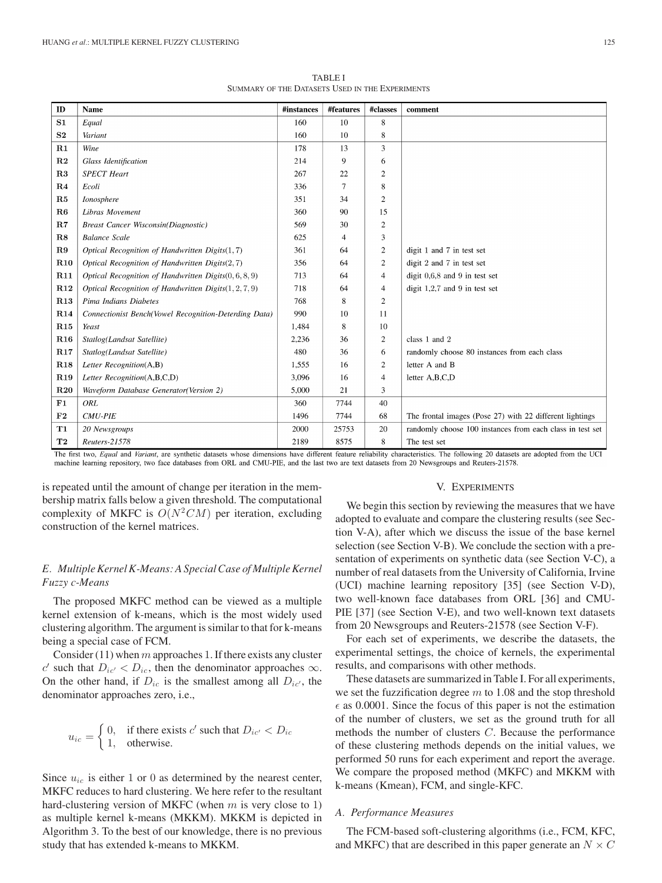TABLE I
SUMMARY OF THE DATASETS USED IN THE EXPERIMENTS

| ID | Name | #instances | #features | #classes | comment |
|---|---|---|---|---|---|
| **S1** | *Equal* | 160 | 10 | 8 | |
| **S2** | *Variant* | 160 | 10 | 8 | |
| **R1** | *Wine* | 178 | 13 | 3 | |
| **R2** | *Glass Identification* | 214 | 9 | 6 | |
| **R3** | *SPECT Heart* | 267 | 22 | 2 | |
| **R4** | *Ecoli* | 336 | 7 | 8 | |
| **R5** | *Ionosphere* | 351 | 34 | 2 | |
| **R6** | *Libras Movement* | 360 | 90 | 15 | |
| **R7** | *Breast Cancer Wisconsin(Diagnostic)* | 569 | 30 | 2 | |
| **R8** | *Balance Scale* | 625 | 4 | 3 | |
| **R9** | *Optical Recognition of Handwritten Digits*(1, 7) | 361 | 64 | 2 | digit 1 and 7 in test set |
| **R10** | *Optical Recognition of Handwritten Digits*(2, 7) | 356 | 64 | 2 | digit 2 and 7 in test set |
| **R11** | *Optical Recognition of Handwritten Digits*(0, 6, 8, 9) | 713 | 64 | 4 | digit 0,6,8 and 9 in test set |
| **R12** | *Optical Recognition of Handwritten Digits*(1, 2, 7, 9) | 718 | 64 | 4 | digit 1,2,7 and 9 in test set |
| **R13** | *Pima Indians Diabetes* | 768 | 8 | 2 | |
| **R14** | *Connectionist Bench(Vowel Recognition-Deterding Data)* | 990 | 10 | 11 | |
| **R15** | *Yeast* | 1,484 | 8 | 10 | |
| **R16** | *Statlog(Landsat Satellite)* | 2,236 | 36 | 2 | class 1 and 2 |
| **R17** | *Statlog(Landsat Satellite)* | 480 | 36 | 6 | randomly choose 80 instances from each class |
| **R18** | *Letter Recognition*(A,B) | 1,555 | 16 | 2 | letter A and B |
| **R19** | *Letter Recognition*(A,B,C,D) | 3,096 | 16 | 4 | letter A,B,C,D |
| **R20** | *Waveform Database Generator(Version 2)* | 5,000 | 21 | 3 | |
| **F1** | *ORL* | 360 | 7744 | 40 | |
| **F2** | *CMU-PIE* | 1496 | 7744 | 68 | The frontal images (Pose 27) with 22 different lightings |
| **T1** | *20 Newsgroups* | 2000 | 25753 | 20 | randomly choose 100 instances from each class in test set |
| **T2** | *Reuters-21578* | 2189 | 8575 | 8 | The test set |

The first two, *Equal* and *Variant*, are synthetic datasets whose dimensions have different feature reliability characteristics. The following 20 datasets are adopted from the UCI machine learning repository, two face databases from ORL and CMU-PIE, and the last two are text datasets from 20 Newsgroups and Reuters-21578.

is repeated until the amount of change per iteration in the membership matrix falls below a given threshold. The computational complexity of MKFC is $O(N^2CM)$ per iteration, excluding construction of the kernel matrices.

### *E. Multiple Kernel K-Means: A Special Case of Multiple Kernel Fuzzy c-Means*

The proposed MKFC method can be viewed as a multiple kernel extension of k-means, which is the most widely used clustering algorithm. The argument is similar to that for k-means being a special case of FCM.

Consider (11) when $m$ approaches 1. If there exists any cluster $c'$ such that $D_{ic'} < D_{ic}$, then the denominator approaches $\infty$. On the other hand, if $D_{ic}$ is the smallest among all $D_{ic'}$, the denominator approaches zero, i.e.,

$$u_{ic} = \begin{cases} 0, & \text{if there exists } c' \text{ such that } D_{ic'} < D_{ic} \\ 1, & \text{otherwise.} \end{cases}$$

Since $u_{ic}$ is either 1 or 0 as determined by the nearest center, MKFC reduces to hard clustering. We here refer to the resultant hard-clustering version of MKFC (when $m$ is very close to 1) as multiple kernel k-means (MKKM). MKKM is depicted in Algorithm 3. To the best of our knowledge, there is no previous study that has extended k-means to MKKM.

## V. EXPERIMENTS

We begin this section by reviewing the measures that we have adopted to evaluate and compare the clustering results (see Section V-A), after which we discuss the issue of the base kernel selection (see Section V-B). We conclude the section with a presentation of experiments on synthetic data (see Section V-C), a number of real datasets from the University of California, Irvine (UCI) machine learning repository [35] (see Section V-D), two well-known face databases from ORL [36] and CMU-PIE [37] (see Section V-E), and two well-known text datasets from 20 Newsgroups and Reuters-21578 (see Section V-F).

For each set of experiments, we describe the datasets, the experimental settings, the choice of kernels, the experimental results, and comparisons with other methods.

These datasets are summarized in Table I. For all experiments, we set the fuzzification degree $m$ to 1.08 and the stop threshold $\epsilon$ as 0.0001. Since the focus of this paper is not the estimation of the number of clusters, we set as the ground truth for all methods the number of clusters $C$. Because the performance of these clustering methods depends on the initial values, we performed 50 runs for each experiment and report the average. We compare the proposed method (MKFC) and MKKM with k-means (Kmean), FCM, and single-KFC.

### *A. Performance Measures*

The FCM-based soft-clustering algorithms (i.e., FCM, KFC, and MKFC) that are described in this paper generate an $N \times C$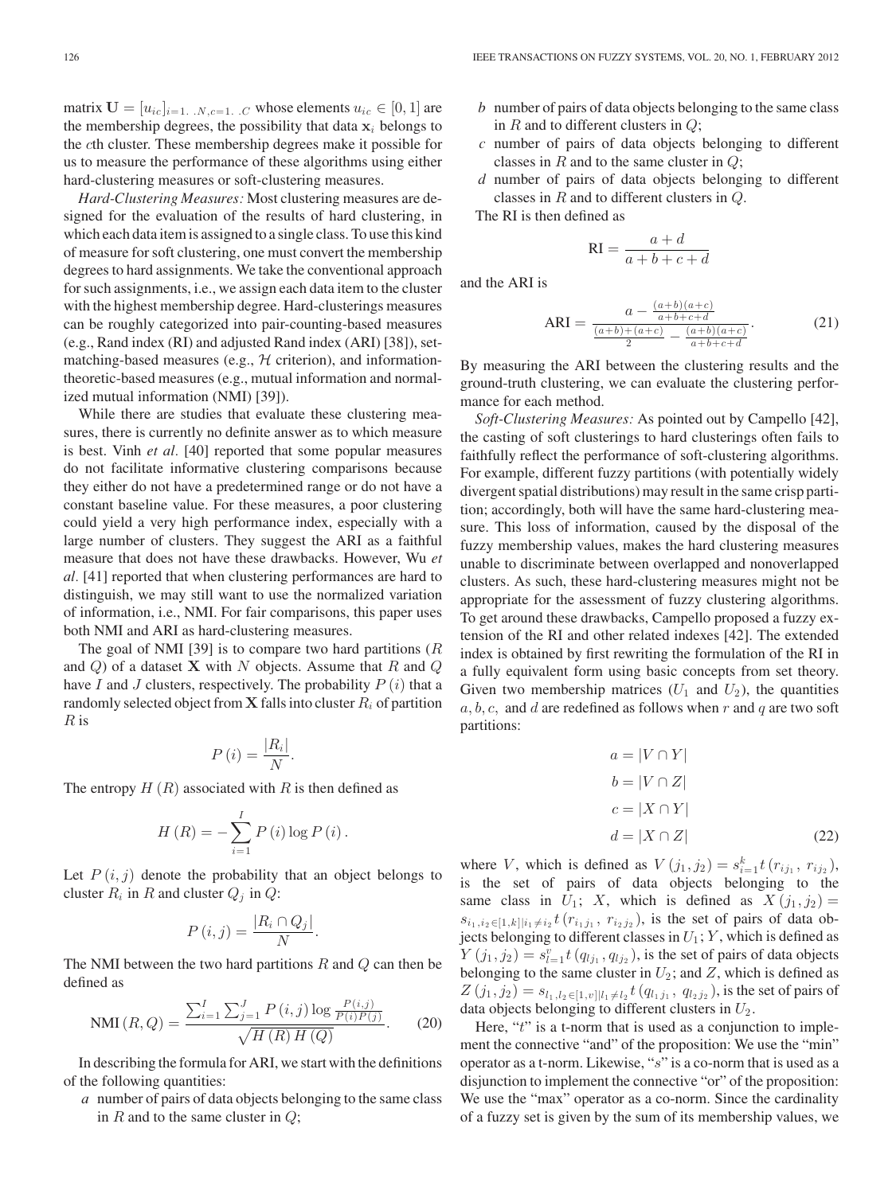matrix $\mathbf{U} = [u_{ic}]_{i=1..N, c=1..C}$ whose elements $u_{ic} \in [0, 1]$ are the membership degrees, the possibility that data $\mathbf{x}_i$ belongs to the $c$th cluster. These membership degrees make it possible for us to measure the performance of these algorithms using either hard-clustering measures or soft-clustering measures.

*Hard-Clustering Measures:* Most clustering measures are designed for the evaluation of the results of hard clustering, in which each data item is assigned to a single class. To use this kind of measure for soft clustering, one must convert the membership degrees to hard assignments. We take the conventional approach for such assignments, i.e., we assign each data item to the cluster with the highest membership degree. Hard-clusterings measures can be roughly categorized into pair-counting-based measures (e.g., Rand index (RI) and adjusted Rand index (ARI) [38]), set-matching-based measures (e.g., $\mathcal{H}$ criterion), and information-theoretic-based measures (e.g., mutual information and normalized mutual information (NMI) [39]).

While there are studies that evaluate these clustering measures, there is currently no definite answer as to which measure is best. Vinh *et al*. [40] reported that some popular measures do not facilitate informative clustering comparisons because they either do not have a predetermined range or do not have a constant baseline value. For these measures, a poor clustering could yield a very high performance index, especially with a large number of clusters. They suggest the ARI as a faithful measure that does not have these drawbacks. However, Wu *et al*. [41] reported that when clustering performances are hard to distinguish, we may still want to use the normalized variation of information, i.e., NMI. For fair comparisons, this paper uses both NMI and ARI as hard-clustering measures.

The goal of NMI [39] is to compare two hard partitions ($R$ and $Q$) of a dataset $\mathbf{X}$ with $N$ objects. Assume that $R$ and $Q$ have $I$ and $J$ clusters, respectively. The probability $P(i)$ that a randomly selected object from $\mathbf{X}$ falls into cluster $R_i$ of partition $R$ is

$$P(i) = \frac{|R_i|}{N}.$$

The entropy $H(R)$ associated with $R$ is then defined as

$$H(R) = -\sum_{i=1}^{I} P(i) \log P(i).$$

Let $P(i, j)$ denote the probability that an object belongs to cluster $R_i$ in $R$ and cluster $Q_j$ in $Q$:

$$P(i, j) = \frac{|R_i \cap Q_j|}{N}.$$

The NMI between the two hard partitions $R$ and $Q$ can then be defined as

$$\mathrm{NMI}(R, Q) = \frac{\sum_{i=1}^{I} \sum_{j=1}^{J} P(i, j) \log \frac{P(i,j)}{P(i)P(j)}}{\sqrt{H(R)\, H(Q)}}. \tag{20}$$

In describing the formula for ARI, we start with the definitions of the following quantities:

- $a$ number of pairs of data objects belonging to the same class in $R$ and to the same cluster in $Q$;
- $b$ number of pairs of data objects belonging to the same class in $R$ and to different clusters in $Q$;
- $c$ number of pairs of data objects belonging to different classes in $R$ and to the same cluster in $Q$;
- $d$ number of pairs of data objects belonging to different classes in $R$ and to different clusters in $Q$.

The RI is then defined as

$$\mathrm{RI} = \frac{a + d}{a + b + c + d}$$

and the ARI is

$$\mathrm{ARI} = \frac{a - \frac{(a+b)(a+c)}{a+b+c+d}}{\frac{(a+b)+(a+c)}{2} - \frac{(a+b)(a+c)}{a+b+c+d}}. \tag{21}$$

By measuring the ARI between the clustering results and the ground-truth clustering, we can evaluate the clustering performance for each method.

*Soft-Clustering Measures:* As pointed out by Campello [42], the casting of soft clusterings to hard clusterings often fails to faithfully reflect the performance of soft-clustering algorithms. For example, different fuzzy partitions (with potentially widely divergent spatial distributions) may result in the same crisp partition; accordingly, both will have the same hard-clustering measure. This loss of information, caused by the disposal of the fuzzy membership values, makes the hard clustering measures unable to discriminate between overlapped and nonoverlapped clusters. As such, these hard-clustering measures might not be appropriate for the assessment of fuzzy clustering algorithms. To get around these drawbacks, Campello proposed a fuzzy extension of the RI and other related indexes [42]. The extended index is obtained by first rewriting the formulation of the RI in a fully equivalent form using basic concepts from set theory. Given two membership matrices ($U_1$ and $U_2$), the quantities $a, b, c,$ and $d$ are redefined as follows when $r$ and $q$ are two soft partitions:

$$\begin{aligned} a &= |V \cap Y| \\ b &= |V \cap Z| \\ c &= |X \cap Y| \\ d &= |X \cap Z| \end{aligned} \tag{22}$$

where $V$, which is defined as $V(j_1, j_2) = s_{i=1}^{k} t(r_{ij_1}, r_{ij_2})$, is the set of pairs of data objects belonging to the same class in $U_1$; $X$, which is defined as $X(j_1, j_2) = s_{i_1, i_2 \in [1,k] | i_1 \neq i_2} t(r_{i_1 j_1}, r_{i_2 j_2})$, is the set of pairs of data objects belonging to different classes in $U_1$; $Y$, which is defined as $Y(j_1, j_2) = s_{l=1}^{v} t(q_{lj_1}, q_{lj_2})$, is the set of pairs of data objects belonging to the same cluster in $U_2$; and $Z$, which is defined as $Z(j_1, j_2) = s_{l_1, l_2 \in [1,v] | l_1 \neq l_2} t(q_{l_1 j_1}, q_{l_2 j_2})$, is the set of pairs of data objects belonging to different clusters in $U_2$.

Here, "$t$" is a t-norm that is used as a conjunction to implement the connective "and" of the proposition: We use the "min" operator as a t-norm. Likewise, "$s$" is a co-norm that is used as a disjunction to implement the connective "or" of the proposition: We use the "max" operator as a co-norm. Since the cardinality of a fuzzy set is given by the sum of its membership values, we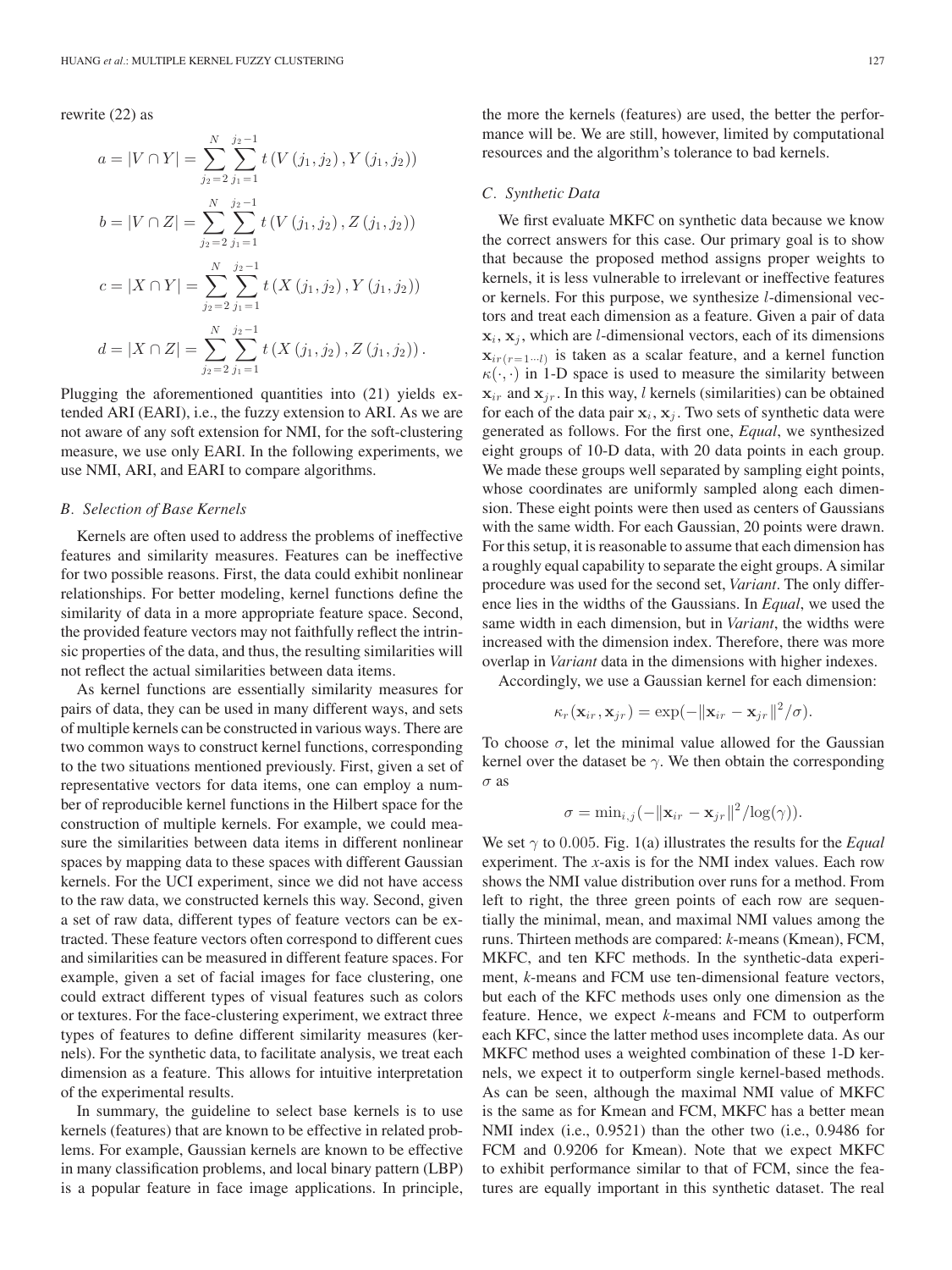rewrite (22) as

$$a = |V \cap Y| = \sum_{j_2=2}^{N} \sum_{j_1=1}^{j_2-1} t\left(V\left(j_1, j_2\right), Y\left(j_1, j_2\right)\right)$$

$$b = |V \cap Z| = \sum_{j_2=2}^{N} \sum_{j_1=1}^{j_2-1} t\left(V\left(j_1, j_2\right), Z\left(j_1, j_2\right)\right)$$

$$c = |X \cap Y| = \sum_{j_2=2}^{N} \sum_{j_1=1}^{j_2-1} t\left(X\left(j_1, j_2\right), Y\left(j_1, j_2\right)\right)$$

$$d = |X \cap Z| = \sum_{j_2=2}^{N} \sum_{j_1=1}^{j_2-1} t\left(X\left(j_1, j_2\right), Z\left(j_1, j_2\right)\right).$$

Plugging the aforementioned quantities into (21) yields extended ARI (EARI), i.e., the fuzzy extension to ARI. As we are not aware of any soft extension for NMI, for the soft-clustering measure, we use only EARI. In the following experiments, we use NMI, ARI, and EARI to compare algorithms.

### B. Selection of Base Kernels

Kernels are often used to address the problems of ineffective features and similarity measures. Features can be ineffective for two possible reasons. First, the data could exhibit nonlinear relationships. For better modeling, kernel functions define the similarity of data in a more appropriate feature space. Second, the provided feature vectors may not faithfully reflect the intrinsic properties of the data, and thus, the resulting similarities will not reflect the actual similarities between data items.

As kernel functions are essentially similarity measures for pairs of data, they can be used in many different ways, and sets of multiple kernels can be constructed in various ways. There are two common ways to construct kernel functions, corresponding to the two situations mentioned previously. First, given a set of representative vectors for data items, one can employ a number of reproducible kernel functions in the Hilbert space for the construction of multiple kernels. For example, we could measure the similarities between data items in different nonlinear spaces by mapping data to these spaces with different Gaussian kernels. For the UCI experiment, since we did not have access to the raw data, we constructed kernels this way. Second, given a set of raw data, different types of feature vectors can be extracted. These feature vectors often correspond to different cues and similarities can be measured in different feature spaces. For example, given a set of facial images for face clustering, one could extract different types of visual features such as colors or textures. For the face-clustering experiment, we extract three types of features to define different similarity measures (kernels). For the synthetic data, to facilitate analysis, we treat each dimension as a feature. This allows for intuitive interpretation of the experimental results.

In summary, the guideline to select base kernels is to use kernels (features) that are known to be effective in related problems. For example, Gaussian kernels are known to be effective in many classification problems, and local binary pattern (LBP) is a popular feature in face image applications. In principle, the more the kernels (features) are used, the better the performance will be. We are still, however, limited by computational resources and the algorithm's tolerance to bad kernels.

### C. Synthetic Data

We first evaluate MKFC on synthetic data because we know the correct answers for this case. Our primary goal is to show that because the proposed method assigns proper weights to kernels, it is less vulnerable to irrelevant or ineffective features or kernels. For this purpose, we synthesize $l$-dimensional vectors and treat each dimension as a feature. Given a pair of data $\mathbf{x}_i$, $\mathbf{x}_j$, which are $l$-dimensional vectors, each of its dimensions $\mathbf{x}_{ir(r=1\cdots l)}$ is taken as a scalar feature, and a kernel function $\kappa(\cdot,\cdot)$ in 1-D space is used to measure the similarity between $\mathbf{x}_{ir}$ and $\mathbf{x}_{jr}$. In this way, $l$ kernels (similarities) can be obtained for each of the data pair $\mathbf{x}_i$, $\mathbf{x}_j$. Two sets of synthetic data were generated as follows. For the first one, *Equal*, we synthesized eight groups of 10-D data, with 20 data points in each group. We made these groups well separated by sampling eight points, whose coordinates are uniformly sampled along each dimension. These eight points were then used as centers of Gaussians with the same width. For each Gaussian, 20 points were drawn. For this setup, it is reasonable to assume that each dimension has a roughly equal capability to separate the eight groups. A similar procedure was used for the second set, *Variant*. The only difference lies in the widths of the Gaussians. In *Equal*, we used the same width in each dimension, but in *Variant*, the widths were increased with the dimension index. Therefore, there was more overlap in *Variant* data in the dimensions with higher indexes.

Accordingly, we use a Gaussian kernel for each dimension:

$$\kappa_r(\mathbf{x}_{ir}, \mathbf{x}_{jr}) = \exp(-\|\mathbf{x}_{ir} - \mathbf{x}_{jr}\|^2/\sigma).$$

To choose $\sigma$, let the minimal value allowed for the Gaussian kernel over the dataset be $\gamma$. We then obtain the corresponding $\sigma$ as

$$\sigma = \min_{i,j}(-\|\mathbf{x}_{ir} - \mathbf{x}_{jr}\|^2/\log(\gamma)).$$

We set $\gamma$ to $0.005$. Fig. 1(a) illustrates the results for the *Equal* experiment. The $x$-axis is for the NMI index values. Each row shows the NMI value distribution over runs for a method. From left to right, the three green points of each row are sequentially the minimal, mean, and maximal NMI values among the runs. Thirteen methods are compared: $k$-means (Kmean), FCM, MKFC, and ten KFC methods. In the synthetic-data experiment, $k$-means and FCM use ten-dimensional feature vectors, but each of the KFC methods uses only one dimension as the feature. Hence, we expect $k$-means and FCM to outperform each KFC, since the latter method uses incomplete data. As our MKFC method uses a weighted combination of these 1-D kernels, we expect it to outperform single kernel-based methods. As can be seen, although the maximal NMI value of MKFC is the same as for Kmean and FCM, MKFC has a better mean NMI index (i.e., 0.9521) than the other two (i.e., 0.9486 for FCM and 0.9206 for Kmean). Note that we expect MKFC to exhibit performance similar to that of FCM, since the features are equally important in this synthetic dataset. The real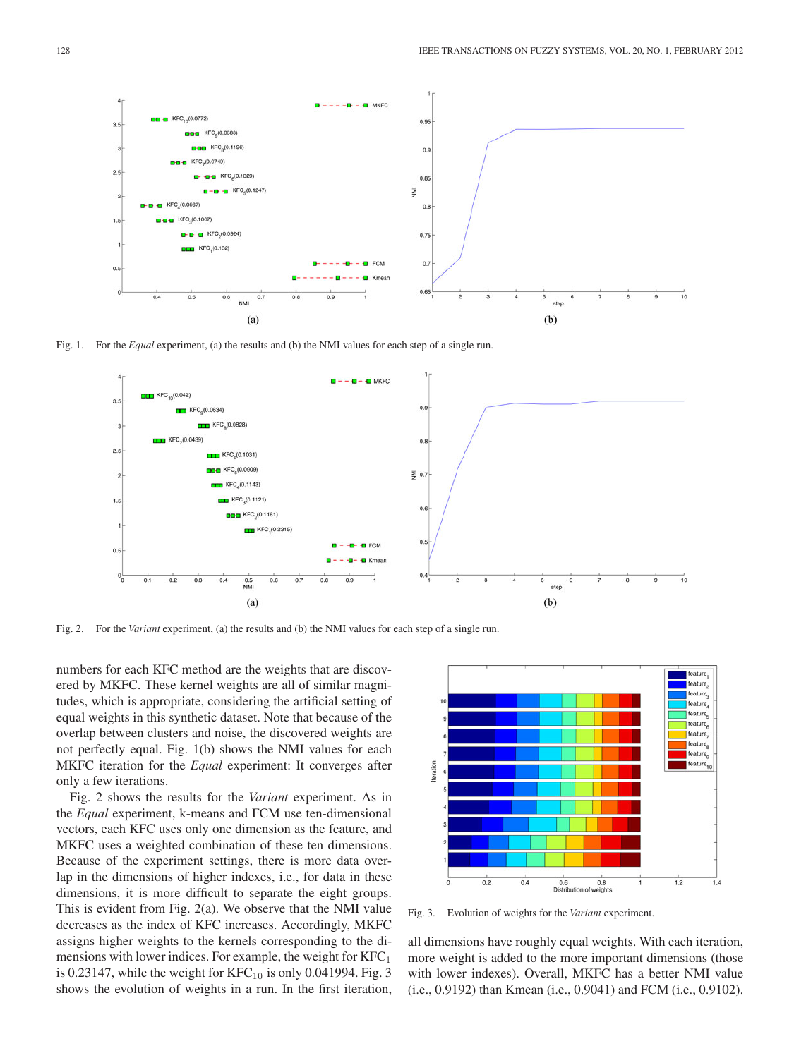(a)

(b)

Fig. 1. For the *Equal* experiment, (a) the results and (b) the NMI values for each step of a single run.

(a)

(b)

Fig. 2. For the *Variant* experiment, (a) the results and (b) the NMI values for each step of a single run.

numbers for each KFC method are the weights that are discovered by MKFC. These kernel weights are all of similar magnitudes, which is appropriate, considering the artificial setting of equal weights in this synthetic dataset. Note that because of the overlap between clusters and noise, the discovered weights are not perfectly equal. Fig. 1(b) shows the NMI values for each MKFC iteration for the *Equal* experiment: It converges after only a few iterations.

Fig. 2 shows the results for the *Variant* experiment. As in the *Equal* experiment, k-means and FCM use ten-dimensional vectors, each KFC uses only one dimension as the feature, and MKFC uses a weighted combination of these ten dimensions. Because of the experiment settings, there is more data overlap in the dimensions of higher indexes, i.e., for data in these dimensions, it is more difficult to separate the eight groups. This is evident from Fig. 2(a). We observe that the NMI value decreases as the index of KFC increases. Accordingly, MKFC assigns higher weights to the kernels corresponding to the dimensions with lower indices. For example, the weight for $KFC_1$ is 0.23147, while the weight for $KFC_{10}$ is only 0.041994. Fig. 3 shows the evolution of weights in a run. In the first iteration, all dimensions have roughly equal weights. With each iteration, more weight is added to the more important dimensions (those with lower indexes). Overall, MKFC has a better NMI value (i.e., 0.9192) than Kmean (i.e., 0.9041) and FCM (i.e., 0.9102).

Fig. 3. Evolution of weights for the *Variant* experiment.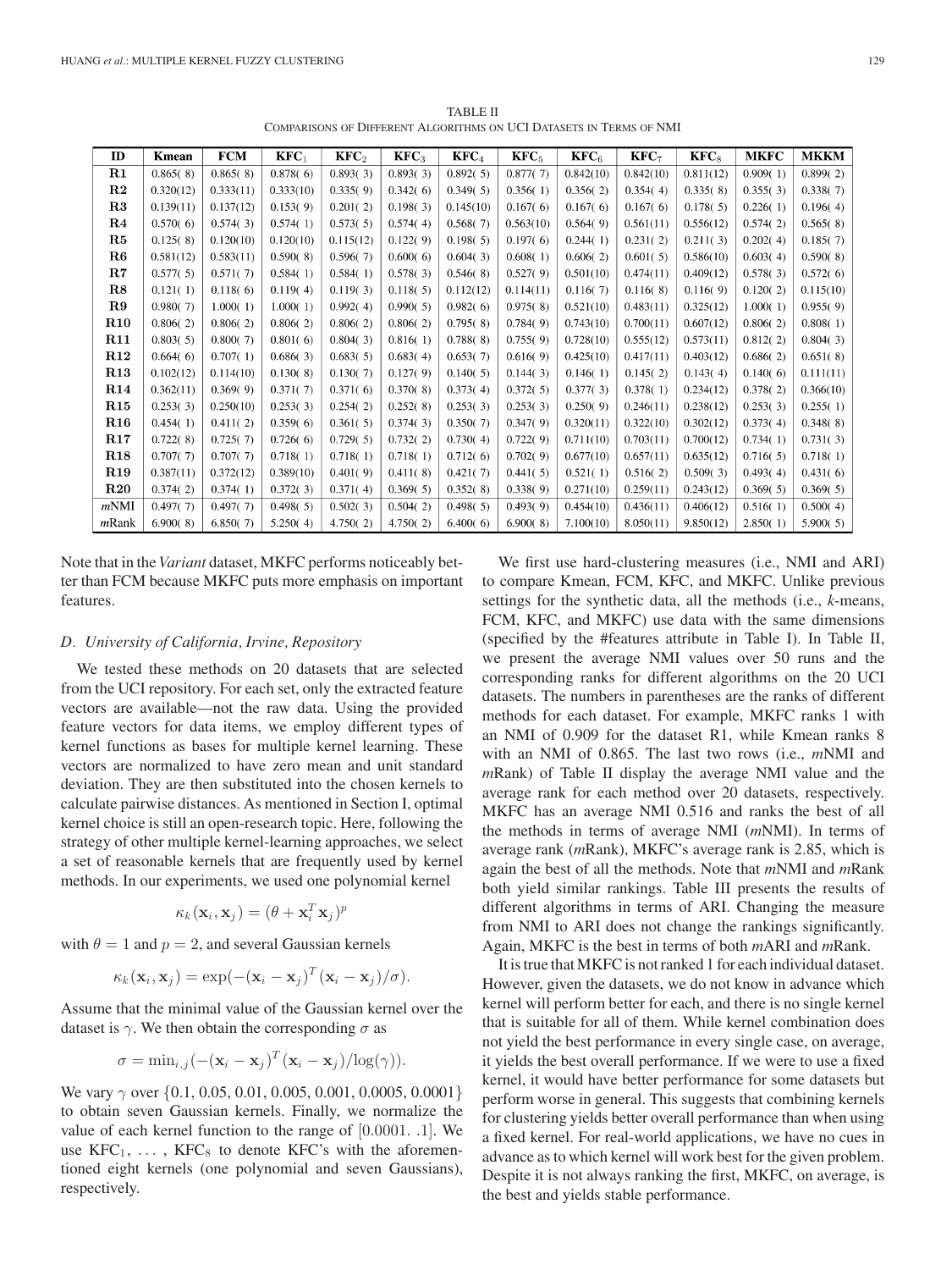TABLE II
COMPARISONS OF DIFFERENT ALGORITHMS ON UCI DATASETS IN TERMS OF NMI

| ID | Kmean | FCM | KFC$_1$ | KFC$_2$ | KFC$_3$ | KFC$_4$ | KFC$_5$ | KFC$_6$ | KFC$_7$ | KFC$_8$ | MKFC | MKKM |
|---|---|---|---|---|---|---|---|---|---|---|---|---|
| **R1** | 0.865( 8) | 0.865( 8) | 0.878( 6) | 0.893( 3) | 0.893( 3) | 0.892( 5) | 0.877( 7) | 0.842(10) | 0.842(10) | 0.811(12) | 0.909( 1) | 0.899( 2) |
| **R2** | 0.320(12) | 0.333(11) | 0.333(10) | 0.335( 9) | 0.342( 6) | 0.349( 5) | 0.356( 1) | 0.356( 2) | 0.354( 4) | 0.335( 8) | 0.355( 3) | 0.338( 7) |
| **R3** | 0.139(11) | 0.137(12) | 0.153( 9) | 0.201( 2) | 0.198( 3) | 0.145(10) | 0.167( 6) | 0.167( 6) | 0.167( 6) | 0.178( 5) | 0.226( 1) | 0.196( 4) |
| **R4** | 0.570( 6) | 0.574( 3) | 0.574( 1) | 0.573( 5) | 0.574( 4) | 0.568( 7) | 0.563(10) | 0.564( 9) | 0.561(11) | 0.556(12) | 0.574( 2) | 0.565( 8) |
| **R5** | 0.125( 8) | 0.120(10) | 0.120(10) | 0.115(12) | 0.122( 9) | 0.198( 5) | 0.197( 6) | 0.244( 1) | 0.231( 2) | 0.211( 3) | 0.202( 4) | 0.185( 7) |
| **R6** | 0.581(12) | 0.583(11) | 0.590( 8) | 0.596( 7) | 0.600( 6) | 0.604( 3) | 0.608( 1) | 0.606( 2) | 0.601( 5) | 0.586(10) | 0.603( 4) | 0.590( 8) |
| **R7** | 0.577( 5) | 0.571( 7) | 0.584( 1) | 0.584( 1) | 0.578( 3) | 0.546( 8) | 0.527( 9) | 0.501(10) | 0.474(11) | 0.409(12) | 0.578( 3) | 0.572( 6) |
| **R8** | 0.121( 1) | 0.118( 6) | 0.119( 4) | 0.119( 3) | 0.118( 5) | 0.112(12) | 0.114(11) | 0.116( 7) | 0.116( 8) | 0.116( 9) | 0.120( 2) | 0.115(10) |
| **R9** | 0.980( 7) | 1.000( 1) | 1.000( 1) | 0.992( 4) | 0.990( 5) | 0.982( 6) | 0.975( 8) | 0.521(10) | 0.483(11) | 0.325(12) | 1.000( 1) | 0.955( 9) |
| **R10** | 0.806( 2) | 0.806( 2) | 0.806( 2) | 0.806( 2) | 0.806( 2) | 0.795( 8) | 0.784( 9) | 0.743(10) | 0.700(11) | 0.607(12) | 0.806( 2) | 0.808( 1) |
| **R11** | 0.803( 5) | 0.800( 7) | 0.801( 6) | 0.804( 3) | 0.816( 1) | 0.788( 8) | 0.755( 9) | 0.728(10) | 0.555(12) | 0.573(11) | 0.812( 2) | 0.804( 3) |
| **R12** | 0.664( 6) | 0.707( 1) | 0.686( 3) | 0.683( 5) | 0.683( 4) | 0.653( 7) | 0.616( 9) | 0.425(10) | 0.417(11) | 0.403(12) | 0.686( 2) | 0.651( 8) |
| **R13** | 0.102(12) | 0.114(10) | 0.130( 8) | 0.130( 7) | 0.127( 9) | 0.140( 5) | 0.144( 3) | 0.146( 1) | 0.145( 2) | 0.143( 4) | 0.140( 6) | 0.111(11) |
| **R14** | 0.362(11) | 0.369( 9) | 0.371( 7) | 0.371( 6) | 0.370( 8) | 0.373( 4) | 0.372( 5) | 0.377( 3) | 0.378( 1) | 0.234(12) | 0.378( 2) | 0.366(10) |
| **R15** | 0.253( 3) | 0.250(10) | 0.253( 3) | 0.254( 2) | 0.252( 8) | 0.253( 3) | 0.253( 3) | 0.250( 9) | 0.246(11) | 0.238(12) | 0.253( 3) | 0.255( 1) |
| **R16** | 0.454( 1) | 0.411( 2) | 0.359( 6) | 0.361( 5) | 0.374( 3) | 0.350( 7) | 0.347( 9) | 0.320(11) | 0.322(10) | 0.302(12) | 0.373( 4) | 0.348( 8) |
| **R17** | 0.722( 8) | 0.725( 7) | 0.726( 6) | 0.729( 5) | 0.732( 2) | 0.730( 4) | 0.722( 9) | 0.711(10) | 0.703(11) | 0.700(12) | 0.734( 1) | 0.731( 3) |
| **R18** | 0.707( 7) | 0.707( 7) | 0.718( 1) | 0.718( 1) | 0.718( 1) | 0.712( 6) | 0.702( 9) | 0.677(10) | 0.657(11) | 0.635(12) | 0.716( 5) | 0.718( 1) |
| **R19** | 0.387(11) | 0.372(12) | 0.389(10) | 0.401( 9) | 0.411( 8) | 0.421( 7) | 0.441( 5) | 0.521( 1) | 0.516( 2) | 0.509( 3) | 0.493( 4) | 0.431( 6) |
| **R20** | 0.374( 2) | 0.374( 1) | 0.372( 3) | 0.371( 4) | 0.369( 5) | 0.352( 8) | 0.338( 9) | 0.271(10) | 0.259(11) | 0.243(12) | 0.369( 5) | 0.369( 5) |
| *m*NMI | 0.497( 7) | 0.497( 7) | 0.498( 5) | 0.502( 3) | 0.504( 2) | 0.498( 5) | 0.493( 9) | 0.454(10) | 0.436(11) | 0.406(12) | 0.516( 1) | 0.500( 4) |
| *m*Rank | 6.900( 8) | 6.850( 7) | 5.250( 4) | 4.750( 2) | 4.750( 2) | 6.400( 6) | 6.900( 8) | 7.100(10) | 8.050(11) | 9.850(12) | 2.850( 1) | 5.900( 5) |

Note that in the *Variant* dataset, MKFC performs noticeably better than FCM because MKFC puts more emphasis on important features.

### *D. University of California, Irvine, Repository*

We tested these methods on 20 datasets that are selected from the UCI repository. For each set, only the extracted feature vectors are available—not the raw data. Using the provided feature vectors for data items, we employ different types of kernel functions as bases for multiple kernel learning. These vectors are normalized to have zero mean and unit standard deviation. They are then substituted into the chosen kernels to calculate pairwise distances. As mentioned in Section I, optimal kernel choice is still an open-research topic. Here, following the strategy of other multiple kernel-learning approaches, we select a set of reasonable kernels that are frequently used by kernel methods. In our experiments, we used one polynomial kernel

$$\kappa_k(\mathbf{x}_i, \mathbf{x}_j) = (\theta + \mathbf{x}_i^T \mathbf{x}_j)^p$$

with $\theta = 1$ and $p = 2$, and several Gaussian kernels

$$\kappa_k(\mathbf{x}_i, \mathbf{x}_j) = \exp(-(\mathbf{x}_i - \mathbf{x}_j)^T(\mathbf{x}_i - \mathbf{x}_j)/\sigma).$$

Assume that the minimal value of the Gaussian kernel over the dataset is $\gamma$. We then obtain the corresponding $\sigma$ as

$$\sigma = \min_{i,j}(-(\mathbf{x}_i - \mathbf{x}_j)^T(\mathbf{x}_i - \mathbf{x}_j)/\log(\gamma)).$$

We vary $\gamma$ over $\{0.1, 0.05, 0.01, 0.005, 0.001, 0.0005, 0.0001\}$ to obtain seven Gaussian kernels. Finally, we normalize the value of each kernel function to the range of $[0.0001. .1]$. We use KFC$_1$, ..., KFC$_8$ to denote KFC's with the aforementioned eight kernels (one polynomial and seven Gaussians), respectively.

We first use hard-clustering measures (i.e., NMI and ARI) to compare Kmean, FCM, KFC, and MKFC. Unlike previous settings for the synthetic data, all the methods (i.e., *k*-means, FCM, KFC, and MKFC) use data with the same dimensions (specified by the #features attribute in Table I). In Table II, we present the average NMI values over 50 runs and the corresponding ranks for different algorithms on the 20 UCI datasets. The numbers in parentheses are the ranks of different methods for each dataset. For example, MKFC ranks 1 with an NMI of 0.909 for the dataset R1, while Kmean ranks 8 with an NMI of 0.865. The last two rows (i.e., *m*NMI and *m*Rank) of Table II display the average NMI value and the average rank for each method over 20 datasets, respectively. MKFC has an average NMI 0.516 and ranks the best of all the methods in terms of average NMI (*m*NMI). In terms of average rank (*m*Rank), MKFC's average rank is 2.85, which is again the best of all the methods. Note that *m*NMI and *m*Rank both yield similar rankings. Table III presents the results of different algorithms in terms of ARI. Changing the measure from NMI to ARI does not change the rankings significantly. Again, MKFC is the best in terms of both *m*ARI and *m*Rank.

It is true that MKFC is not ranked 1 for each individual dataset. However, given the datasets, we do not know in advance which kernel will perform better for each, and there is no single kernel that is suitable for all of them. While kernel combination does not yield the best performance in every single case, on average, it yields the best overall performance. If we were to use a fixed kernel, it would have better performance for some datasets but perform worse in general. This suggests that combining kernels for clustering yields better overall performance than when using a fixed kernel. For real-world applications, we have no cues in advance as to which kernel will work best for the given problem. Despite it is not always ranking the first, MKFC, on average, is the best and yields stable performance.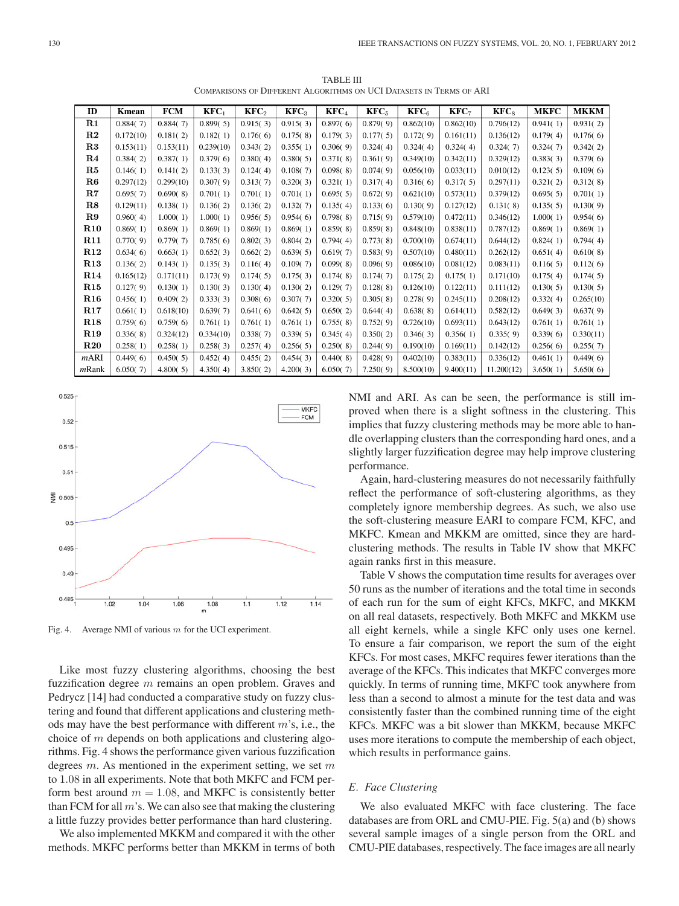TABLE III
COMPARISONS OF DIFFERENT ALGORITHMS ON UCI DATASETS IN TERMS OF ARI

| ID | Kmean | FCM | $KFC_1$ | $KFC_2$ | $KFC_3$ | $KFC_4$ | $KFC_5$ | $KFC_6$ | $KFC_7$ | $KFC_8$ | MKFC | MKKM |
|---|---|---|---|---|---|---|---|---|---|---|---|---|
| R1 | 0.884( 7) | 0.884( 7) | 0.899( 5) | 0.915( 3) | 0.915( 3) | 0.897( 6) | 0.879( 9) | 0.862(10) | 0.862(10) | 0.796(12) | 0.941( 1) | 0.931( 2) |
| R2 | 0.172(10) | 0.181( 2) | 0.182( 1) | 0.176( 6) | 0.175( 8) | 0.179( 3) | 0.177( 5) | 0.172( 9) | 0.161(11) | 0.136(12) | 0.179( 4) | 0.176( 6) |
| R3 | 0.153(11) | 0.153(11) | 0.239(10) | 0.343( 2) | 0.355( 1) | 0.306( 9) | 0.324( 4) | 0.324( 4) | 0.324( 4) | 0.324( 7) | 0.324( 7) | 0.342( 2) |
| R4 | 0.384( 2) | 0.387( 1) | 0.379( 6) | 0.380( 4) | 0.380( 5) | 0.371( 8) | 0.361( 9) | 0.349(10) | 0.342(11) | 0.329(12) | 0.383( 3) | 0.379( 6) |
| R5 | 0.146( 1) | 0.141( 2) | 0.133( 3) | 0.124( 4) | 0.108( 7) | 0.098( 8) | 0.074( 9) | 0.056(10) | 0.033(11) | 0.010(12) | 0.123( 5) | 0.109( 6) |
| R6 | 0.297(12) | 0.299(10) | 0.307( 9) | 0.313( 7) | 0.320( 3) | 0.321( 1) | 0.317( 4) | 0.316( 6) | 0.317( 5) | 0.297(11) | 0.321( 2) | 0.312( 8) |
| R7 | 0.695( 7) | 0.690( 8) | 0.701( 1) | 0.701( 1) | 0.701( 1) | 0.695( 5) | 0.672( 9) | 0.621(10) | 0.573(11) | 0.379(12) | 0.695( 5) | 0.701( 1) |
| R8 | 0.129(11) | 0.138( 1) | 0.136( 2) | 0.136( 2) | 0.132( 7) | 0.135( 4) | 0.133( 6) | 0.130( 9) | 0.127(12) | 0.131( 8) | 0.135( 5) | 0.130( 9) |
| R9 | 0.960( 4) | 1.000( 1) | 1.000( 1) | 0.956( 5) | 0.954( 6) | 0.798( 8) | 0.715( 9) | 0.579(10) | 0.472(11) | 0.346(12) | 1.000( 1) | 0.954( 6) |
| R10 | 0.869( 1) | 0.869( 1) | 0.869( 1) | 0.869( 1) | 0.869( 1) | 0.859( 8) | 0.859( 8) | 0.848(10) | 0.838(11) | 0.787(12) | 0.869( 1) | 0.869( 1) |
| R11 | 0.770( 9) | 0.779( 7) | 0.785( 6) | 0.802( 3) | 0.804( 2) | 0.794( 4) | 0.773( 8) | 0.700(10) | 0.674(11) | 0.644(12) | 0.824( 1) | 0.794( 4) |
| R12 | 0.634( 6) | 0.663( 1) | 0.652( 3) | 0.662( 2) | 0.639( 5) | 0.619( 7) | 0.583( 9) | 0.507(10) | 0.480(11) | 0.262(12) | 0.651( 4) | 0.610( 8) |
| R13 | 0.136( 2) | 0.143( 1) | 0.135( 3) | 0.116( 4) | 0.109( 7) | 0.099( 8) | 0.096( 9) | 0.086(10) | 0.081(12) | 0.083(11) | 0.116( 5) | 0.112( 6) |
| R14 | 0.165(12) | 0.171(11) | 0.173( 9) | 0.174( 5) | 0.175( 3) | 0.174( 8) | 0.174( 7) | 0.175( 2) | 0.175( 1) | 0.171(10) | 0.175( 4) | 0.174( 5) |
| R15 | 0.127( 9) | 0.130( 1) | 0.130( 3) | 0.130( 4) | 0.130( 2) | 0.129( 7) | 0.128( 8) | 0.126(10) | 0.122(11) | 0.111(12) | 0.130( 5) | 0.130( 5) |
| R16 | 0.456( 1) | 0.409( 2) | 0.333( 3) | 0.308( 6) | 0.307( 7) | 0.320( 5) | 0.305( 8) | 0.278( 9) | 0.245(11) | 0.208(12) | 0.332( 4) | 0.265(10) |
| R17 | 0.661( 1) | 0.618(10) | 0.639( 7) | 0.641( 6) | 0.642( 5) | 0.650( 2) | 0.644( 4) | 0.638( 8) | 0.614(11) | 0.582(12) | 0.649( 3) | 0.637( 9) |
| R18 | 0.759( 6) | 0.759( 6) | 0.761( 1) | 0.761( 1) | 0.761( 1) | 0.755( 8) | 0.752( 9) | 0.726(10) | 0.693(11) | 0.643(12) | 0.761( 1) | 0.761( 1) |
| R19 | 0.336( 8) | 0.324(12) | 0.334(10) | 0.338( 7) | 0.339( 5) | 0.345( 4) | 0.350( 2) | 0.346( 3) | 0.356( 1) | 0.335( 9) | 0.339( 6) | 0.330(11) |
| R20 | 0.258( 1) | 0.258( 1) | 0.258( 3) | 0.257( 4) | 0.256( 5) | 0.250( 8) | 0.244( 9) | 0.190(10) | 0.169(11) | 0.142(12) | 0.256( 6) | 0.255( 7) |
| *m*ARI | 0.449( 6) | 0.450( 5) | 0.452( 4) | 0.455( 2) | 0.454( 3) | 0.440( 8) | 0.428( 9) | 0.402(10) | 0.383(11) | 0.336(12) | 0.461( 1) | 0.449( 6) |
| *m*Rank | 6.050( 7) | 4.800( 5) | 4.350( 4) | 3.850( 2) | 4.200( 3) | 6.050( 7) | 7.250( 9) | 8.500(10) | 9.400(11) | 11.200(12) | 3.650( 1) | 5.650( 6) |

MKFC
FCM
NMI
m

Fig. 4. Average NMI of various $m$ for the UCI experiment.

Like most fuzzy clustering algorithms, choosing the best fuzzification degree $m$ remains an open problem. Graves and Pedrycz [14] had conducted a comparative study on fuzzy clustering and found that different applications and clustering methods may have the best performance with different $m$'s, i.e., the choice of $m$ depends on both applications and clustering algorithms. Fig. 4 shows the performance given various fuzzification degrees $m$. As mentioned in the experiment setting, we set $m$ to 1.08 in all experiments. Note that both MKFC and FCM perform best around $m = 1.08$, and MKFC is consistently better than FCM for all $m$'s. We can also see that making the clustering a little fuzzy provides better performance than hard clustering.

We also implemented MKKM and compared it with the other methods. MKFC performs better than MKKM in terms of both NMI and ARI. As can be seen, the performance is still improved when there is a slight softness in the clustering. This implies that fuzzy clustering methods may be more able to handle overlapping clusters than the corresponding hard ones, and a slightly larger fuzzification degree may help improve clustering performance.

Again, hard-clustering measures do not necessarily faithfully reflect the performance of soft-clustering algorithms, as they completely ignore membership degrees. As such, we also use the soft-clustering measure EARI to compare FCM, KFC, and MKFC. Kmean and MKKM are omitted, since they are hard-clustering methods. The results in Table IV show that MKFC again ranks first in this measure.

Table V shows the computation time results for averages over 50 runs as the number of iterations and the total time in seconds of each run for the sum of eight KFCs, MKFC, and MKKM on all real datasets, respectively. Both MKFC and MKKM use all eight kernels, while a single KFC only uses one kernel. To ensure a fair comparison, we report the sum of the eight KFCs. For most cases, MKFC requires fewer iterations than the average of the KFCs. This indicates that MKFC converges more quickly. In terms of running time, MKFC took anywhere from less than a second to almost a minute for the test data and was consistently faster than the combined running time of the eight KFCs. MKFC was a bit slower than MKKM, because MKFC uses more iterations to compute the membership of each object, which results in performance gains.

## *E. Face Clustering*

We also evaluated MKFC with face clustering. The face databases are from ORL and CMU-PIE. Fig. 5(a) and (b) shows several sample images of a single person from the ORL and CMU-PIE databases, respectively. The face images are all nearly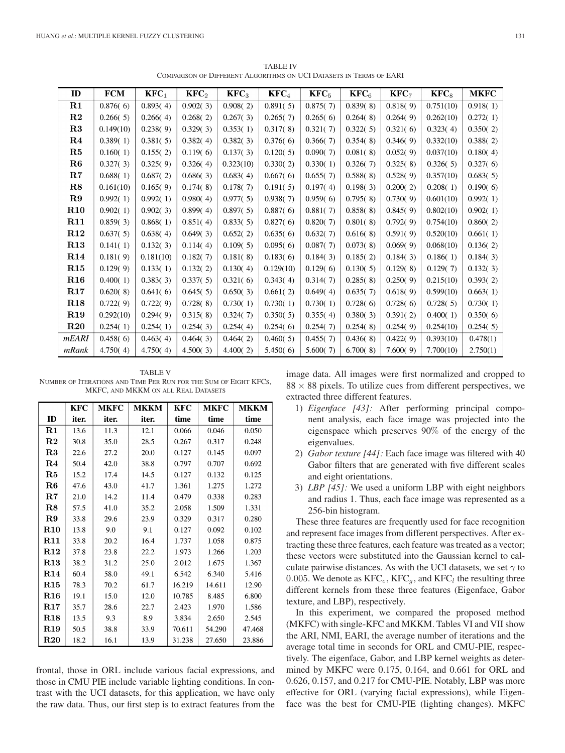TABLE IV
COMPARISON OF DIFFERENT ALGORITHMS ON UCI DATASETS IN TERMS OF EARI

| ID | FCM | $KFC_1$ | $KFC_2$ | $KFC_3$ | $KFC_4$ | $KFC_5$ | $KFC_6$ | $KFC_7$ | $KFC_8$ | MKFC |
|---|---|---|---|---|---|---|---|---|---|---|
| R1 | 0.876( 6) | 0.893( 4) | 0.902( 3) | 0.908( 2) | 0.891( 5) | 0.875( 7) | 0.839( 8) | 0.818( 9) | 0.751(10) | 0.918( 1) |
| R2 | 0.266( 5) | 0.266( 4) | 0.268( 2) | 0.267( 3) | 0.265( 7) | 0.265( 6) | 0.264( 8) | 0.264( 9) | 0.262(10) | 0.272( 1) |
| R3 | 0.149(10) | 0.238( 9) | 0.329( 3) | 0.353( 1) | 0.317( 8) | 0.321( 7) | 0.322( 5) | 0.321( 6) | 0.323( 4) | 0.350( 2) |
| R4 | 0.389( 1) | 0.381( 5) | 0.382( 4) | 0.382( 3) | 0.376( 6) | 0.366( 7) | 0.354( 8) | 0.346( 9) | 0.332(10) | 0.388( 2) |
| R5 | 0.160( 1) | 0.155( 2) | 0.119( 6) | 0.137( 3) | 0.120( 5) | 0.090( 7) | 0.081( 8) | 0.052( 9) | 0.037(10) | 0.180( 4) |
| R6 | 0.327( 3) | 0.325( 9) | 0.326( 4) | 0.323(10) | 0.330( 2) | 0.330( 1) | 0.326( 7) | 0.325( 8) | 0.326( 5) | 0.327( 6) |
| R7 | 0.688( 1) | 0.687( 2) | 0.686( 3) | 0.683( 4) | 0.667( 6) | 0.655( 7) | 0.588( 8) | 0.528( 9) | 0.357(10) | 0.683( 5) |
| R8 | 0.161(10) | 0.165( 9) | 0.174( 8) | 0.178( 7) | 0.191( 5) | 0.197( 4) | 0.198( 3) | 0.200( 2) | 0.208( 1) | 0.190( 6) |
| R9 | 0.992( 1) | 0.992( 1) | 0.980( 4) | 0.977( 5) | 0.938( 7) | 0.959( 6) | 0.795( 8) | 0.730( 9) | 0.601(10) | 0.992( 1) |
| R10 | 0.902( 1) | 0.902( 3) | 0.899( 4) | 0.897( 5) | 0.887( 6) | 0.881( 7) | 0.858( 8) | 0.845( 9) | 0.802(10) | 0.902( 1) |
| R11 | 0.859( 3) | 0.868( 1) | 0.851( 4) | 0.833( 5) | 0.827( 6) | 0.820( 7) | 0.801( 8) | 0.792( 9) | 0.754(10) | 0.860( 2) |
| R12 | 0.637( 5) | 0.638( 4) | 0.649( 3) | 0.652( 2) | 0.635( 6) | 0.632( 7) | 0.616( 8) | 0.591( 9) | 0.520(10) | 0.661( 1) |
| R13 | 0.141( 1) | 0.132( 3) | 0.114( 4) | 0.109( 5) | 0.095( 6) | 0.087( 7) | 0.073( 8) | 0.069( 9) | 0.068(10) | 0.136( 2) |
| R14 | 0.181( 9) | 0.181(10) | 0.182( 7) | 0.181( 8) | 0.183( 6) | 0.184( 3) | 0.185( 2) | 0.184( 3) | 0.186( 1) | 0.184( 3) |
| R15 | 0.129( 9) | 0.133( 1) | 0.132( 2) | 0.130( 4) | 0.129(10) | 0.129( 6) | 0.130( 5) | 0.129( 8) | 0.129( 7) | 0.132( 3) |
| R16 | 0.400( 1) | 0.383( 3) | 0.337( 5) | 0.321( 6) | 0.343( 4) | 0.314( 7) | 0.285( 8) | 0.250( 9) | 0.215(10) | 0.393( 2) |
| R17 | 0.620( 8) | 0.641( 6) | 0.645( 5) | 0.650( 3) | 0.661( 2) | 0.649( 4) | 0.635( 7) | 0.618( 9) | 0.599(10) | 0.663( 1) |
| R18 | 0.722( 9) | 0.722( 9) | 0.728( 8) | 0.730( 1) | 0.730( 1) | 0.730( 1) | 0.728( 6) | 0.728( 6) | 0.728( 5) | 0.730( 1) |
| R19 | 0.292(10) | 0.294( 9) | 0.315( 8) | 0.324( 7) | 0.350( 5) | 0.355( 4) | 0.380( 3) | 0.391( 2) | 0.400( 1) | 0.350( 6) |
| R20 | 0.254( 1) | 0.254( 1) | 0.254( 3) | 0.254( 4) | 0.254( 6) | 0.254( 7) | 0.254( 8) | 0.254( 9) | 0.254(10) | 0.254( 5) |
| *mEARI* | 0.458( 6) | 0.463( 4) | 0.464( 3) | 0.464( 2) | 0.460( 5) | 0.455( 7) | 0.436( 8) | 0.422( 9) | 0.393(10) | 0.478(1) |
| *mRank* | 4.750( 4) | 4.750( 4) | 4.500( 3) | 4.400( 2) | 5.450( 6) | 5.600( 7) | 6.700( 8) | 7.600( 9) | 7.700(10) | 2.750(1) |

TABLE V
NUMBER OF ITERATIONS AND TIME PER RUN FOR THE SUM OF EIGHT KFCS, MKFC, AND MKKM ON ALL REAL DATASETS

| ID | KFC iter. | MKFC iter. | MKKM iter. | KFC time | MKFC time | MKKM time |
|---|---|---|---|---|---|---|
| R1 | 13.6 | 11.3 | 12.1 | 0.066 | 0.046 | 0.050 |
| R2 | 30.8 | 35.0 | 28.5 | 0.267 | 0.317 | 0.248 |
| R3 | 22.6 | 27.2 | 20.0 | 0.127 | 0.145 | 0.097 |
| R4 | 50.4 | 42.0 | 38.8 | 0.797 | 0.707 | 0.692 |
| R5 | 15.2 | 17.4 | 14.5 | 0.127 | 0.132 | 0.125 |
| R6 | 47.6 | 43.0 | 41.7 | 1.361 | 1.275 | 1.272 |
| R7 | 21.0 | 14.2 | 11.4 | 0.479 | 0.338 | 0.283 |
| R8 | 57.5 | 41.0 | 35.2 | 2.058 | 1.509 | 1.331 |
| R9 | 33.8 | 29.6 | 23.9 | 0.329 | 0.317 | 0.280 |
| R10 | 13.8 | 9.0 | 9.1 | 0.127 | 0.092 | 0.102 |
| R11 | 33.8 | 20.2 | 16.4 | 1.737 | 1.058 | 0.875 |
| R12 | 37.8 | 23.8 | 22.2 | 1.973 | 1.266 | 1.203 |
| R13 | 38.2 | 31.2 | 25.0 | 2.012 | 1.675 | 1.367 |
| R14 | 60.4 | 58.0 | 49.1 | 6.542 | 6.340 | 5.416 |
| R15 | 78.3 | 70.2 | 61.7 | 16.219 | 14.611 | 12.90 |
| R16 | 19.1 | 15.0 | 12.0 | 10.785 | 8.485 | 6.800 |
| R17 | 35.7 | 28.6 | 22.7 | 2.423 | 1.970 | 1.586 |
| R18 | 13.5 | 9.3 | 8.9 | 3.834 | 2.650 | 2.545 |
| R19 | 50.5 | 38.8 | 33.9 | 70.611 | 54.290 | 47.468 |
| R20 | 18.2 | 16.1 | 13.9 | 31.238 | 27.650 | 23.886 |

frontal, those in ORL include various facial expressions, and those in CMU PIE include variable lighting conditions. In contrast with the UCI datasets, for this application, we have only the raw data. Thus, our first step is to extract features from the image data. All images were first normalized and cropped to $88 \times 88$ pixels. To utilize cues from different perspectives, we extracted three different features.

1) *Eigenface [43]:* After performing principal component analysis, each face image was projected into the eigenspace which preserves 90% of the energy of the eigenvalues.
2) *Gabor texture [44]:* Each face image was filtered with 40 Gabor filters that are generated with five different scales and eight orientations.
3) *LBP [45]:* We used a uniform LBP with eight neighbors and radius 1. Thus, each face image was represented as a 256-bin histogram.

These three features are frequently used for face recognition and represent face images from different perspectives. After extracting these three features, each feature was treated as a vector; these vectors were substituted into the Gaussian kernel to calculate pairwise distances. As with the UCI datasets, we set $\gamma$ to 0.005. We denote as $KFC_e$, $KFC_g$, and $KFC_l$ the resulting three different kernels from these three features (Eigenface, Gabor texture, and LBP), respectively.

In this experiment, we compared the proposed method (MKFC) with single-KFC and MKKM. Tables VI and VII show the ARI, NMI, EARI, the average number of iterations and the average total time in seconds for ORL and CMU-PIE, respectively. The eigenface, Gabor, and LBP kernel weights as determined by MKFC were 0.175, 0.164, and 0.661 for ORL and 0.626, 0.157, and 0.217 for CMU-PIE. Notably, LBP was more effective for ORL (varying facial expressions), while Eigenface was the best for CMU-PIE (lighting changes). MKFC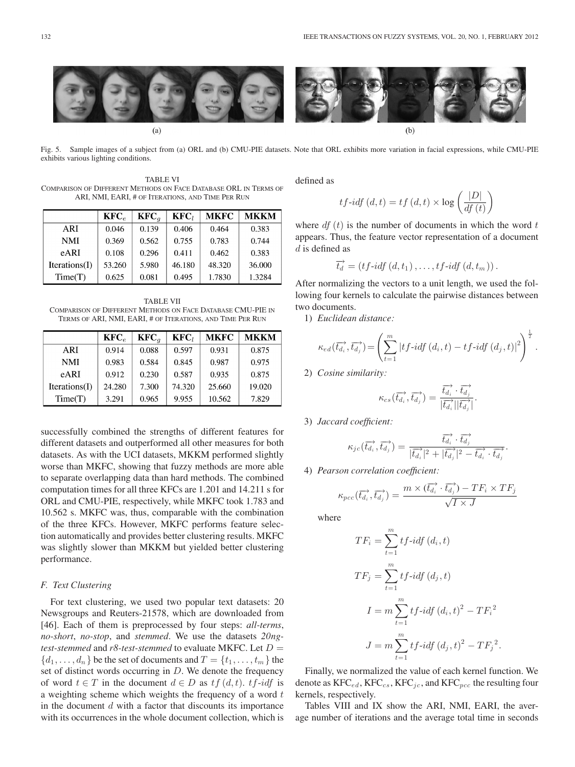Fig. 5. Sample images of a subject from (a) ORL and (b) CMU-PIE datasets. Note that ORL exhibits more variation in facial expressions, while CMU-PIE exhibits various lighting conditions.

TABLE VI
COMPARISON OF DIFFERENT METHODS ON FACE DATABASE ORL IN TERMS OF ARI, NMI, EARI, # OF ITERATIONS, AND TIME PER RUN

| | $\mathbf{KFC}_e$ | $\mathbf{KFC}_g$ | $\mathbf{KFC}_l$ | **MKFC** | **MKKM** |
|---|---|---|---|---|---|
| ARI | 0.046 | 0.139 | 0.406 | 0.464 | 0.383 |
| NMI | 0.369 | 0.562 | 0.755 | 0.783 | 0.744 |
| eARI | 0.108 | 0.296 | 0.411 | 0.462 | 0.383 |
| Iterations(I) | 53.260 | 5.980 | 46.180 | 48.320 | 36.000 |
| Time(T) | 0.625 | 0.081 | 0.495 | 1.7830 | 1.3284 |

TABLE VII
COMPARISON OF DIFFERENT METHODS ON FACE DATABASE CMU-PIE IN TERMS OF ARI, NMI, EARI, # OF ITERATIONS, AND TIME PER RUN

| | $\mathbf{KFC}_e$ | $\mathbf{KFC}_g$ | $\mathbf{KFC}_l$ | **MKFC** | **MKKM** |
|---|---|---|---|---|---|
| ARI | 0.914 | 0.088 | 0.597 | 0.931 | 0.875 |
| NMI | 0.983 | 0.584 | 0.845 | 0.987 | 0.975 |
| eARI | 0.912 | 0.230 | 0.587 | 0.935 | 0.875 |
| Iterations(I) | 24.280 | 7.300 | 74.320 | 25.660 | 19.020 |
| Time(T) | 3.291 | 0.965 | 9.955 | 10.562 | 7.829 |

successfully combined the strengths of different features for different datasets and outperformed all other measures for both datasets. As with the UCI datasets, MKKM performed slightly worse than MKFC, showing that fuzzy methods are more able to separate overlapping data than hard methods. The combined computation times for all three KFCs are 1.201 and 14.211 s for ORL and CMU-PIE, respectively, while MKFC took 1.783 and 10.562 s. MKFC was, thus, comparable with the combination of the three KFCs. However, MKFC performs feature selection automatically and provides better clustering results. MKFC was slightly slower than MKKM but yielded better clustering performance.

### F. Text Clustering

For text clustering, we used two popular text datasets: 20 Newsgroups and Reuters-21578, which are downloaded from [46]. Each of them is preprocessed by four steps: *all-terms*, *no-short*, *no-stop*, and *stemmed*. We use the datasets *20ng-test-stemmed* and *r8-test-stemmed* to evaluate MKFC. Let $D = \{d_1, \ldots, d_n\}$ be the set of documents and $T = \{t_1, \ldots, t_m\}$ the set of distinct words occurring in $D$. We denote the frequency of word $t \in T$ in the document $d \in D$ as $tf(d,t)$. $tf$-$idf$ is a weighting scheme which weights the frequency of a word $t$ in the document $d$ with a factor that discounts its importance with its occurrences in the whole document collection, which is defined as

$$tf\text{-}idf\,(d,t) = tf\,(d,t) \times \log\left(\frac{|D|}{df\,(t)}\right)$$

where $df\,(t)$ is the number of documents in which the word $t$ appears. Thus, the feature vector representation of a document $d$ is defined as

$$\overrightarrow{t_d} = (tf\text{-}idf\,(d,t_1), \ldots, tf\text{-}idf\,(d,t_m)).$$

After normalizing the vectors to a unit length, we used the following four kernels to calculate the pairwise distances between two documents.

1) *Euclidean distance:*

$$\kappa_{ed}(\overrightarrow{t_{d_i}}, \overrightarrow{t_{d_j}}) = \left(\sum_{t=1}^{m} |tf\text{-}idf\,(d_i,t) - tf\text{-}idf\,(d_j,t)|^2\right)^{\frac{1}{2}}.$$

2) *Cosine similarity:*

$$\kappa_{cs}(\overrightarrow{t_{d_i}}, \overrightarrow{t_{d_j}}) = \frac{\overrightarrow{t_{d_i}} \cdot \overrightarrow{t_{d_j}}}{|\overrightarrow{t_{d_i}}||\overrightarrow{t_{d_j}}|}.$$

3) *Jaccard coefficient:*

$$\kappa_{jc}(\overrightarrow{t_{d_i}}, \overrightarrow{t_{d_j}}) = \frac{\overrightarrow{t_{d_i}} \cdot \overrightarrow{t_{d_j}}}{|\overrightarrow{t_{d_i}}|^2 + |\overrightarrow{t_{d_j}}|^2 - \overrightarrow{t_{d_i}} \cdot \overrightarrow{t_{d_j}}}.$$

4) *Pearson correlation coefficient:*

$$\kappa_{pcc}(\overrightarrow{t_{d_i}}, \overrightarrow{t_{d_j}}) = \frac{m \times (\overrightarrow{t_{d_i}} \cdot \overrightarrow{t_{d_j}}) - TF_i \times TF_j}{\sqrt{I \times J}}$$

where

$$TF_i = \sum_{t=1}^{m} tf\text{-}idf\,(d_i,t)$$

$$TF_j = \sum_{t=1}^{m} tf\text{-}idf\,(d_j,t)$$

$$I = m\sum_{t=1}^{m} tf\text{-}idf\,(d_i,t)^2 - {TF_i}^2$$

$$J = m\sum_{t=1}^{m} tf\text{-}idf\,(d_j,t)^2 - {TF_j}^2.$$

Finally, we normalized the value of each kernel function. We denote as $\text{KFC}_{ed}$, $\text{KFC}_{cs}$, $\text{KFC}_{jc}$, and $\text{KFC}_{pcc}$ the resulting four kernels, respectively.

Tables VIII and IX show the ARI, NMI, EARI, the average number of iterations and the average total time in seconds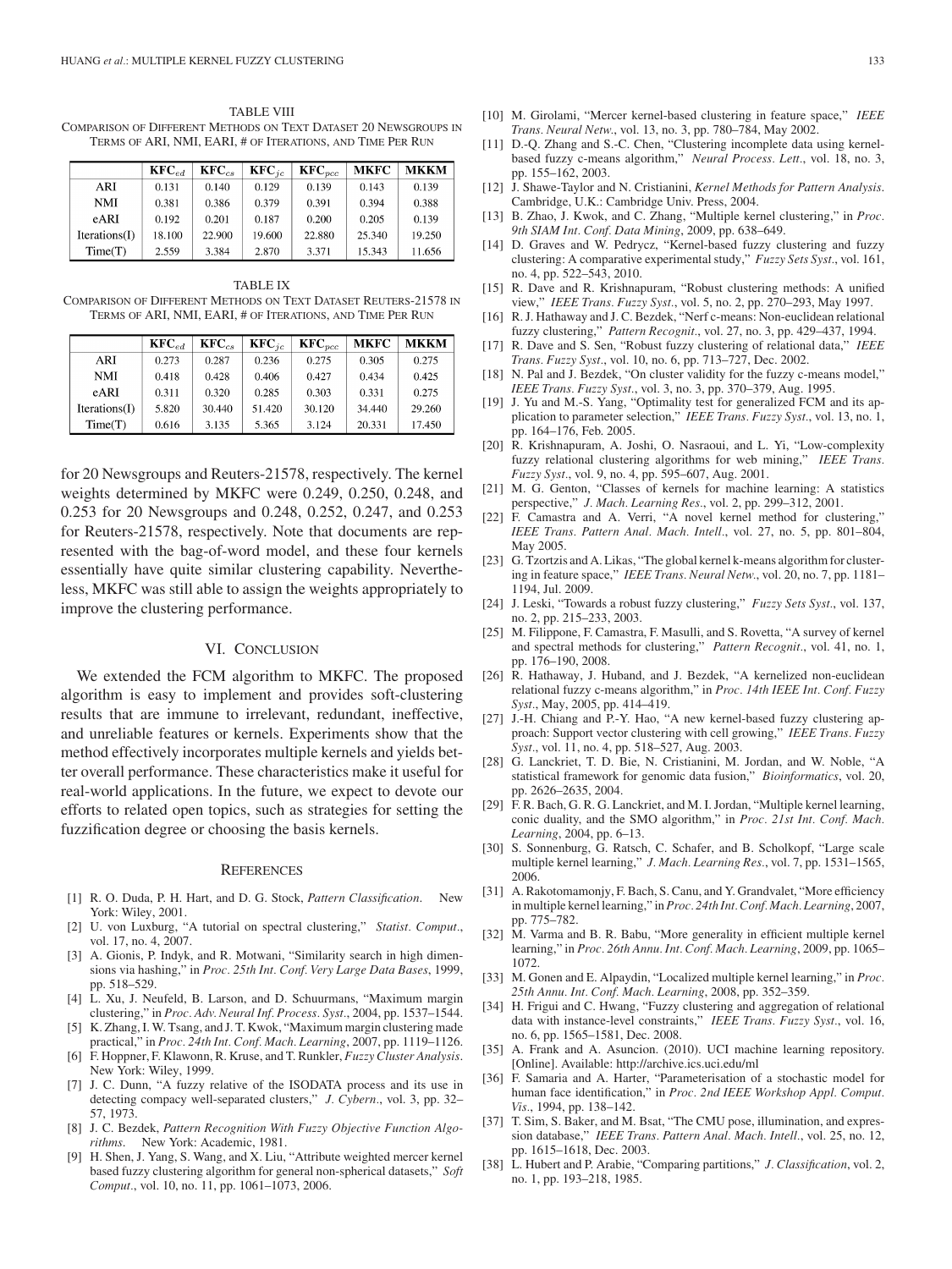TABLE VIII
COMPARISON OF DIFFERENT METHODS ON TEXT DATASET 20 NEWSGROUPS IN TERMS OF ARI, NMI, EARI, # OF ITERATIONS, AND TIME PER RUN

| | $\mathbf{KFC}_{ed}$ | $\mathbf{KFC}_{cs}$ | $\mathbf{KFC}_{jc}$ | $\mathbf{KFC}_{pcc}$ | **MKFC** | **MKKM** |
|---|---|---|---|---|---|---|
| ARI | 0.131 | 0.140 | 0.129 | 0.139 | 0.143 | 0.139 |
| NMI | 0.381 | 0.386 | 0.379 | 0.391 | 0.394 | 0.388 |
| eARI | 0.192 | 0.201 | 0.187 | 0.200 | 0.205 | 0.139 |
| Iterations(I) | 18.100 | 22.900 | 19.600 | 22.880 | 25.340 | 19.250 |
| Time(T) | 2.559 | 3.384 | 2.870 | 3.371 | 15.343 | 11.656 |

TABLE IX
COMPARISON OF DIFFERENT METHODS ON TEXT DATASET REUTERS-21578 IN TERMS OF ARI, NMI, EARI, # OF ITERATIONS, AND TIME PER RUN

| | $\mathbf{KFC}_{ed}$ | $\mathbf{KFC}_{cs}$ | $\mathbf{KFC}_{jc}$ | $\mathbf{KFC}_{pcc}$ | **MKFC** | **MKKM** |
|---|---|---|---|---|---|---|
| ARI | 0.273 | 0.287 | 0.236 | 0.275 | 0.305 | 0.275 |
| NMI | 0.418 | 0.428 | 0.406 | 0.427 | 0.434 | 0.425 |
| eARI | 0.311 | 0.320 | 0.285 | 0.303 | 0.331 | 0.275 |
| Iterations(I) | 5.820 | 30.440 | 51.420 | 30.120 | 34.440 | 29.260 |
| Time(T) | 0.616 | 3.135 | 5.365 | 3.124 | 20.331 | 17.450 |

for 20 Newsgroups and Reuters-21578, respectively. The kernel weights determined by MKFC were 0.249, 0.250, 0.248, and 0.253 for 20 Newsgroups and 0.248, 0.252, 0.247, and 0.253 for Reuters-21578, respectively. Note that documents are represented with the bag-of-word model, and these four kernels essentially have quite similar clustering capability. Nevertheless, MKFC was still able to assign the weights appropriately to improve the clustering performance.

## VI. CONCLUSION

We extended the FCM algorithm to MKFC. The proposed algorithm is easy to implement and provides soft-clustering results that are immune to irrelevant, redundant, ineffective, and unreliable features or kernels. Experiments show that the method effectively incorporates multiple kernels and yields better overall performance. These characteristics make it useful for real-world applications. In the future, we expect to devote our efforts to related open topics, such as strategies for setting the fuzzification degree or choosing the basis kernels.

## REFERENCES

[1] R. O. Duda, P. H. Hart, and D. G. Stock, *Pattern Classification*. New York: Wiley, 2001.

[2] U. von Luxburg, "A tutorial on spectral clustering," *Statist. Comput.*, vol. 17, no. 4, 2007.

[3] A. Gionis, P. Indyk, and R. Motwani, "Similarity search in high dimensions via hashing," in *Proc. 25th Int. Conf. Very Large Data Bases*, 1999, pp. 518–529.

[4] L. Xu, J. Neufeld, B. Larson, and D. Schuurmans, "Maximum margin clustering," in *Proc. Adv. Neural Inf. Process. Syst.*, 2004, pp. 1537–1544.

[5] K. Zhang, I. W. Tsang, and J. T. Kwok, "Maximum margin clustering made practical," in *Proc. 24th Int. Conf. Mach. Learning*, 2007, pp. 1119–1126.

[6] F. Hoppner, F. Klawonn, R. Kruse, and T. Runkler, *Fuzzy Cluster Analysis*. New York: Wiley, 1999.

[7] J. C. Dunn, "A fuzzy relative of the ISODATA process and its use in detecting compacy well-separated clusters," *J. Cybern.*, vol. 3, pp. 32–57, 1973.

[8] J. C. Bezdek, *Pattern Recognition With Fuzzy Objective Function Algorithms*. New York: Academic, 1981.

[9] H. Shen, J. Yang, S. Wang, and X. Liu, "Attribute weighted mercer kernel based fuzzy clustering algorithm for general non-spherical datasets," *Soft Comput.*, vol. 10, no. 11, pp. 1061–1073, 2006.

[10] M. Girolami, "Mercer kernel-based clustering in feature space," *IEEE Trans. Neural Netw.*, vol. 13, no. 3, pp. 780–784, May 2002.

[11] D.-Q. Zhang and S.-C. Chen, "Clustering incomplete data using kernel-based fuzzy c-means algorithm," *Neural Process. Lett.*, vol. 18, no. 3, pp. 155–162, 2003.

[12] J. Shawe-Taylor and N. Cristianini, *Kernel Methods for Pattern Analysis*. Cambridge, U.K.: Cambridge Univ. Press, 2004.

[13] B. Zhao, J. Kwok, and C. Zhang, "Multiple kernel clustering," in *Proc. 9th SIAM Int. Conf. Data Mining*, 2009, pp. 638–649.

[14] D. Graves and W. Pedrycz, "Kernel-based fuzzy clustering and fuzzy clustering: A comparative experimental study," *Fuzzy Sets Syst.*, vol. 161, no. 4, pp. 522–543, 2010.

[15] R. Dave and R. Krishnapuram, "Robust clustering methods: A unified view," *IEEE Trans. Fuzzy Syst.*, vol. 5, no. 2, pp. 270–293, May 1997.

[16] R. J. Hathaway and J. C. Bezdek, "Nerf c-means: Non-euclidean relational fuzzy clustering," *Pattern Recognit.*, vol. 27, no. 3, pp. 429–437, 1994.

[17] R. Dave and S. Sen, "Robust fuzzy clustering of relational data," *IEEE Trans. Fuzzy Syst.*, vol. 10, no. 6, pp. 713–727, Dec. 2002.

[18] N. Pal and J. Bezdek, "On cluster validity for the fuzzy c-means model," *IEEE Trans. Fuzzy Syst.*, vol. 3, no. 3, pp. 370–379, Aug. 1995.

[19] J. Yu and M.-S. Yang, "Optimality test for generalized FCM and its application to parameter selection," *IEEE Trans. Fuzzy Syst.*, vol. 13, no. 1, pp. 164–176, Feb. 2005.

[20] R. Krishnapuram, A. Joshi, O. Nasraoui, and L. Yi, "Low-complexity fuzzy relational clustering algorithms for web mining," *IEEE Trans. Fuzzy Syst.*, vol. 9, no. 4, pp. 595–607, Aug. 2001.

[21] M. G. Genton, "Classes of kernels for machine learning: A statistics perspective," *J. Mach. Learning Res.*, vol. 2, pp. 299–312, 2001.

[22] F. Camastra and A. Verri, "A novel kernel method for clustering," *IEEE Trans. Pattern Anal. Mach. Intell.*, vol. 27, no. 5, pp. 801–804, May 2005.

[23] G. Tzortzis and A. Likas, "The global kernel k-means algorithm for clustering in feature space," *IEEE Trans. Neural Netw.*, vol. 20, no. 7, pp. 1181–1194, Jul. 2009.

[24] J. Leski, "Towards a robust fuzzy clustering," *Fuzzy Sets Syst.*, vol. 137, no. 2, pp. 215–233, 2003.

[25] M. Filippone, F. Camastra, F. Masulli, and S. Rovetta, "A survey of kernel and spectral methods for clustering," *Pattern Recognit.*, vol. 41, no. 1, pp. 176–190, 2008.

[26] R. Hathaway, J. Huband, and J. Bezdek, "A kernelized non-euclidean relational fuzzy c-means algorithm," in *Proc. 14th IEEE Int. Conf. Fuzzy Syst.*, May, 2005, pp. 414–419.

[27] J.-H. Chiang and P.-Y. Hao, "A new kernel-based fuzzy clustering approach: Support vector clustering with cell growing," *IEEE Trans. Fuzzy Syst.*, vol. 11, no. 4, pp. 518–527, Aug. 2003.

[28] G. Lanckriet, T. D. Bie, N. Cristianini, M. Jordan, and W. Noble, "A statistical framework for genomic data fusion," *Bioinformatics*, vol. 20, pp. 2626–2635, 2004.

[29] F. R. Bach, G. R. G. Lanckriet, and M. I. Jordan, "Multiple kernel learning, conic duality, and the SMO algorithm," in *Proc. 21st Int. Conf. Mach. Learning*, 2004, pp. 6–13.

[30] S. Sonnenburg, G. Ratsch, C. Schafer, and B. Scholkopf, "Large scale multiple kernel learning," *J. Mach. Learning Res.*, vol. 7, pp. 1531–1565, 2006.

[31] A. Rakotomamonjy, F. Bach, S. Canu, and Y. Grandvalet, "More efficiency in multiple kernel learning," in *Proc. 24th Int. Conf. Mach. Learning*, 2007, pp. 775–782.

[32] M. Varma and B. R. Babu, "More generality in efficient multiple kernel learning," in *Proc. 26th Annu. Int. Conf. Mach. Learning*, 2009, pp. 1065–1072.

[33] M. Gonen and E. Alpaydin, "Localized multiple kernel learning," in *Proc. 25th Annu. Int. Conf. Mach. Learning*, 2008, pp. 352–359.

[34] H. Frigui and C. Hwang, "Fuzzy clustering and aggregation of relational data with instance-level constraints," *IEEE Trans. Fuzzy Syst.*, vol. 16, no. 6, pp. 1565–1581, Dec. 2008.

[35] A. Frank and A. Asuncion. (2010). UCI machine learning repository. [Online]. Available: http://archive.ics.uci.edu/ml

[36] F. Samaria and A. Harter, "Parameterisation of a stochastic model for human face identification," in *Proc. 2nd IEEE Workshop Appl. Comput. Vis.*, 1994, pp. 138–142.

[37] T. Sim, S. Baker, and M. Bsat, "The CMU pose, illumination, and expression database," *IEEE Trans. Pattern Anal. Mach. Intell.*, vol. 25, no. 12, pp. 1615–1618, Dec. 2003.

[38] L. Hubert and P. Arabie, "Comparing partitions," *J. Classification*, vol. 2, no. 1, pp. 193–218, 1985.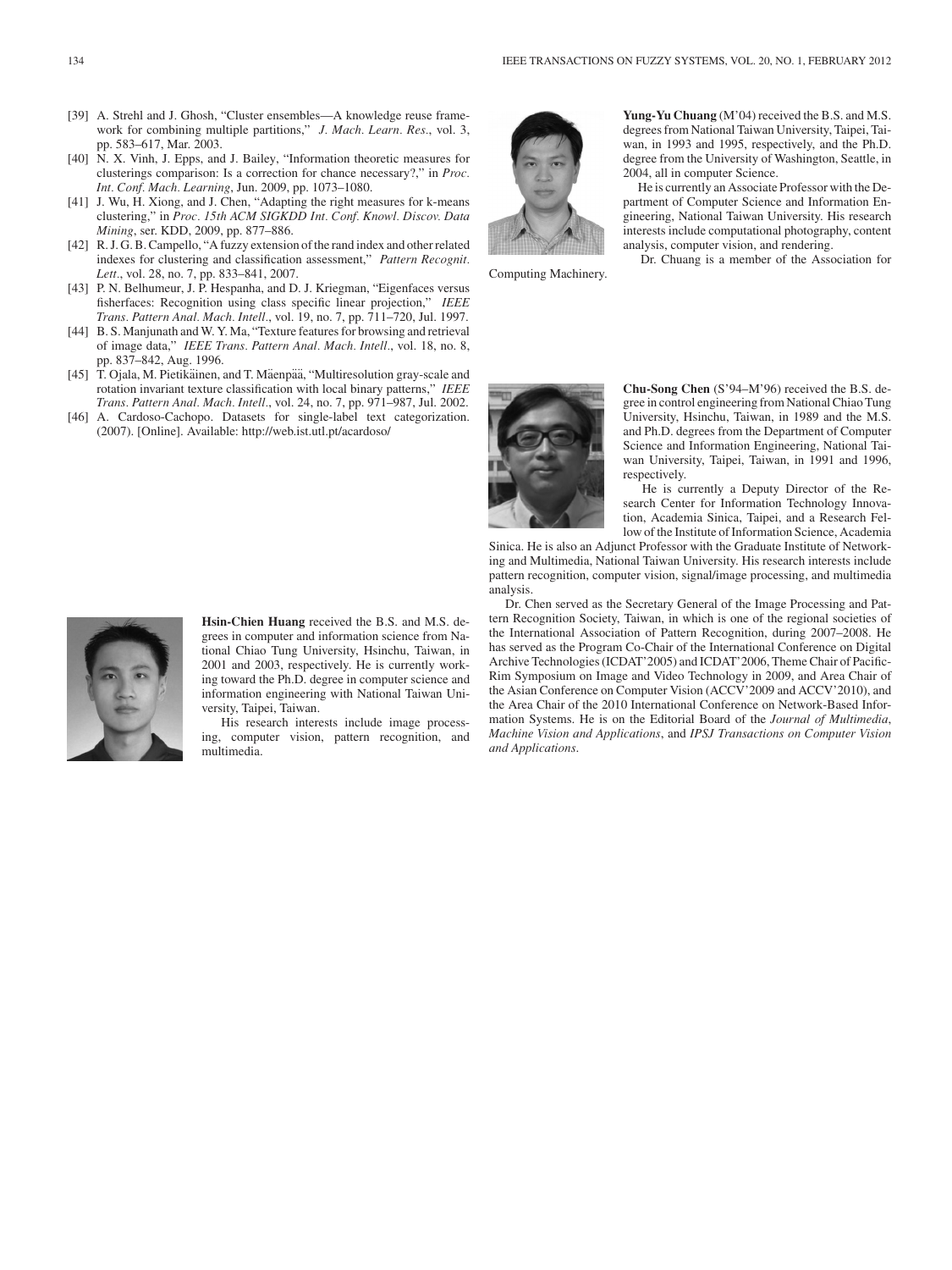[39] A. Strehl and J. Ghosh, "Cluster ensembles—A knowledge reuse framework for combining multiple partitions," *J. Mach. Learn. Res.*, vol. 3, pp. 583–617, Mar. 2003.

[40] N. X. Vinh, J. Epps, and J. Bailey, "Information theoretic measures for clusterings comparison: Is a correction for chance necessary?," in *Proc. Int. Conf. Mach. Learning*, Jun. 2009, pp. 1073–1080.

[41] J. Wu, H. Xiong, and J. Chen, "Adapting the right measures for k-means clustering," in *Proc. 15th ACM SIGKDD Int. Conf. Knowl. Discov. Data Mining*, ser. KDD, 2009, pp. 877–886.

[42] R. J. G. B. Campello, "A fuzzy extension of the rand index and other related indexes for clustering and classification assessment," *Pattern Recognit. Lett.*, vol. 28, no. 7, pp. 833–841, 2007.

[43] P. N. Belhumeur, J. P. Hespanha, and D. J. Kriegman, "Eigenfaces versus fisherfaces: Recognition using class specific linear projection," *IEEE Trans. Pattern Anal. Mach. Intell.*, vol. 19, no. 7, pp. 711–720, Jul. 1997.

[44] B. S. Manjunath and W. Y. Ma, "Texture features for browsing and retrieval of image data," *IEEE Trans. Pattern Anal. Mach. Intell.*, vol. 18, no. 8, pp. 837–842, Aug. 1996.

[45] T. Ojala, M. Pietikäinen, and T. Mäenpää, "Multiresolution gray-scale and rotation invariant texture classification with local binary patterns," *IEEE Trans. Pattern Anal. Mach. Intell.*, vol. 24, no. 7, pp. 971–987, Jul. 2002.

[46] A. Cardoso-Cachopo. Datasets for single-label text categorization. (2007). [Online]. Available: http://web.ist.utl.pt/acardoso/

**Hsin-Chien Huang** received the B.S. and M.S. degrees in computer and information science from National Chiao Tung University, Hsinchu, Taiwan, in 2001 and 2003, respectively. He is currently working toward the Ph.D. degree in computer science and information engineering with National Taiwan University, Taipei, Taiwan.

His research interests include image processing, computer vision, pattern recognition, and multimedia.

**Yung-Yu Chuang** (M'04) received the B.S. and M.S. degrees from National Taiwan University, Taipei, Taiwan, in 1993 and 1995, respectively, and the Ph.D. degree from the University of Washington, Seattle, in 2004, all in computer Science.

He is currently an Associate Professor with the Department of Computer Science and Information Engineering, National Taiwan University. His research interests include computational photography, content analysis, computer vision, and rendering.

Dr. Chuang is a member of the Association for Computing Machinery.

**Chu-Song Chen** (S'94–M'96) received the B.S. degree in control engineering from National Chiao Tung University, Hsinchu, Taiwan, in 1989 and the M.S. and Ph.D. degrees from the Department of Computer Science and Information Engineering, National Taiwan University, Taipei, Taiwan, in 1991 and 1996, respectively.

He is currently a Deputy Director of the Research Center for Information Technology Innovation, Academia Sinica, Taipei, and a Research Fellow of the Institute of Information Science, Academia Sinica. He is also an Adjunct Professor with the Graduate Institute of Networking and Multimedia, National Taiwan University. His research interests include pattern recognition, computer vision, signal/image processing, and multimedia analysis.

Dr. Chen served as the Secretary General of the Image Processing and Pattern Recognition Society, Taiwan, in which is one of the regional societies of the International Association of Pattern Recognition, during 2007–2008. He has served as the Program Co-Chair of the International Conference on Digital Archive Technologies (ICDAT'2005) and ICDAT'2006, Theme Chair of Pacific-Rim Symposium on Image and Video Technology in 2009, and Area Chair of the Asian Conference on Computer Vision (ACCV'2009 and ACCV'2010), and the Area Chair of the 2010 International Conference on Network-Based Information Systems. He is on the Editorial Board of the *Journal of Multimedia*, *Machine Vision and Applications*, and *IPSJ Transactions on Computer Vision and Applications*.